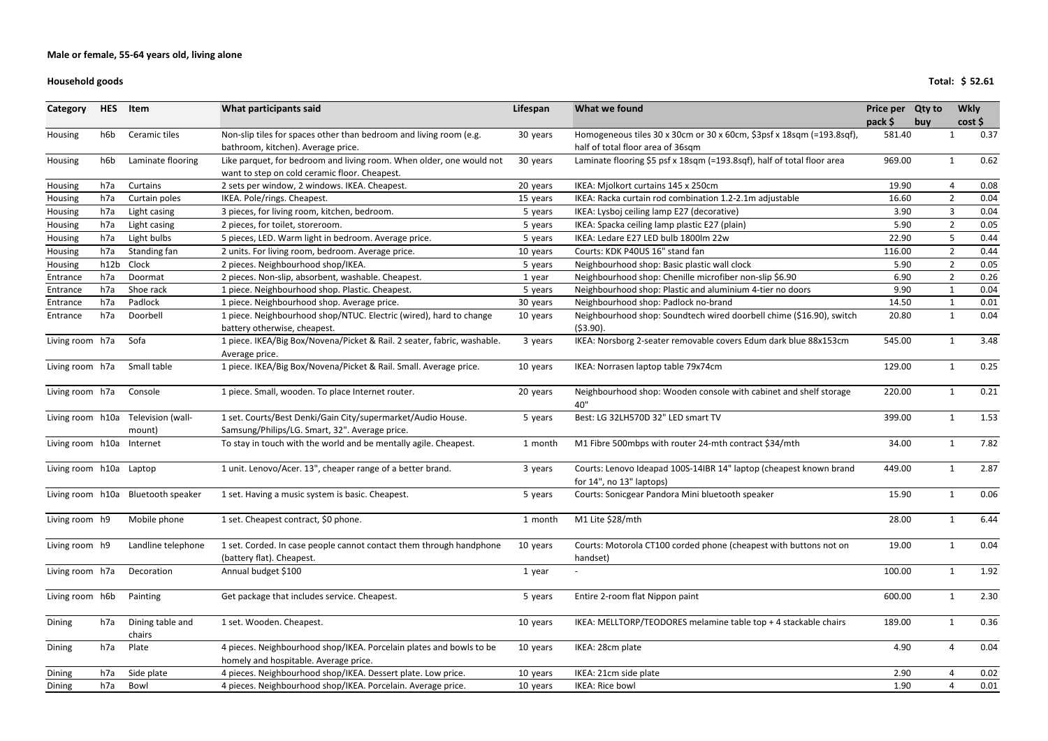**Male or female, 55-64 years old, living alone**

**Household goods** **Total: $ 52.61**

| Category | HES | Item | What participants said | Lifespan | What we found | Price per pack $ | Qty to buy | Wkly cost $ |
|---|---|---|---|---|---|---|---|---|
| Housing | h6b | Ceramic tiles | Non-slip tiles for spaces other than bedroom and living room (e.g. bathroom, kitchen). Average price. | 30 years | Homogeneous tiles 30 x 30cm or 30 x 60cm, $3psf x 18sqm (=193.8sqf), half of total floor area of 36sqm | 581.40 | 1 | 0.37 |
| Housing | h6b | Laminate flooring | Like parquet, for bedroom and living room. When older, one would not want to step on cold ceramic floor. Cheapest. | 30 years | Laminate flooring $5 psf x 18sqm (=193.8sqf), half of total floor area | 969.00 | 1 | 0.62 |
| Housing | h7a | Curtains | 2 sets per window, 2 windows. IKEA. Cheapest. | 20 years | IKEA: Mjolkort curtains 145 x 250cm | 19.90 | 4 | 0.08 |
| Housing | h7a | Curtain poles | IKEA. Pole/rings. Cheapest. | 15 years | IKEA: Racka curtain rod combination 1.2-2.1m adjustable | 16.60 | 2 | 0.04 |
| Housing | h7a | Light casing | 3 pieces, for living room, kitchen, bedroom. | 5 years | IKEA: Lysboj ceiling lamp E27 (decorative) | 3.90 | 3 | 0.04 |
| Housing | h7a | Light casing | 2 pieces, for toilet, storeroom. | 5 years | IKEA: Spacka ceiling lamp plastic E27 (plain) | 5.90 | 2 | 0.05 |
| Housing | h7a | Light bulbs | 5 pieces, LED. Warm light in bedroom. Average price. | 5 years | IKEA: Ledare E27 LED bulb 1800lm 22w | 22.90 | 5 | 0.44 |
| Housing | h7a | Standing fan | 2 units. For living room, bedroom. Average price. | 10 years | Courts: KDK P40US 16" stand fan | 116.00 | 2 | 0.44 |
| Housing | h12b | Clock | 2 pieces. Neighbourhood shop/IKEA. | 5 years | Neighbourhood shop: Basic plastic wall clock | 5.90 | 2 | 0.05 |
| Entrance | h7a | Doormat | 2 pieces. Non-slip, absorbent, washable. Cheapest. | 1 year | Neighbourhood shop: Chenille microfiber non-slip $6.90 | 6.90 | 2 | 0.26 |
| Entrance | h7a | Shoe rack | 1 piece. Neighbourhood shop. Plastic. Cheapest. | 5 years | Neighbourhood shop: Plastic and aluminium 4-tier no doors | 9.90 | 1 | 0.04 |
| Entrance | h7a | Padlock | 1 piece. Neighbourhood shop. Average price. | 30 years | Neighbourhood shop: Padlock no-brand | 14.50 | 1 | 0.01 |
| Entrance | h7a | Doorbell | 1 piece. Neighbourhood shop/NTUC. Electric (wired), hard to change battery otherwise, cheapest. | 10 years | Neighbourhood shop: Soundtech wired doorbell chime ($16.90), switch ($3.90). | 20.80 | 1 | 0.04 |
| Living room | h7a | Sofa | 1 piece. IKEA/Big Box/Novena/Picket & Rail. 2 seater, fabric, washable. Average price. | 3 years | IKEA: Norsborg 2-seater removable covers Edum dark blue 88x153cm | 545.00 | 1 | 3.48 |
| Living room | h7a | Small table | 1 piece. IKEA/Big Box/Novena/Picket & Rail. Small. Average price. | 10 years | IKEA: Norrasen laptop table 79x74cm | 129.00 | 1 | 0.25 |
| Living room | h7a | Console | 1 piece. Small, wooden. To place Internet router. | 20 years | Neighbourhood shop: Wooden console with cabinet and shelf storage 40" | 220.00 | 1 | 0.21 |
| Living room | h10a | Television (wall-mount) | 1 set. Courts/Best Denki/Gain City/supermarket/Audio House. Samsung/Philips/LG. Smart, 32". Average price. | 5 years | Best: LG 32LH570D 32" LED smart TV | 399.00 | 1 | 1.53 |
| Living room | h10a | Internet | To stay in touch with the world and be mentally agile. Cheapest. | 1 month | M1 Fibre 500mbps with router 24-mth contract $34/mth | 34.00 | 1 | 7.82 |
| Living room | h10a | Laptop | 1 unit. Lenovo/Acer. 13", cheaper range of a better brand. | 3 years | Courts: Lenovo Ideapad 100S-14IBR 14" laptop (cheapest known brand for 14", no 13" laptops) | 449.00 | 1 | 2.87 |
| Living room | h10a | Bluetooth speaker | 1 set. Having a music system is basic. Cheapest. | 5 years | Courts: Sonicgear Pandora Mini bluetooth speaker | 15.90 | 1 | 0.06 |
| Living room | h9 | Mobile phone | 1 set. Cheapest contract, $0 phone. | 1 month | M1 Lite $28/mth | 28.00 | 1 | 6.44 |
| Living room | h9 | Landline telephone | 1 set. Corded. In case people cannot contact them through handphone (battery flat). Cheapest. | 10 years | Courts: Motorola CT100 corded phone (cheapest with buttons not on handset) | 19.00 | 1 | 0.04 |
| Living room | h7a | Decoration | Annual budget $100 | 1 year | - | 100.00 | 1 | 1.92 |
| Living room | h6b | Painting | Get package that includes service. Cheapest. | 5 years | Entire 2-room flat Nippon paint | 600.00 | 1 | 2.30 |
| Dining | h7a | Dining table and chairs | 1 set. Wooden. Cheapest. | 10 years | IKEA: MELLTORP/TEODORES melamine table top + 4 stackable chairs | 189.00 | 1 | 0.36 |
| Dining | h7a | Plate | 4 pieces. Neighbourhood shop/IKEA. Porcelain plates and bowls to be homely and hospitable. Average price. | 10 years | IKEA: 28cm plate | 4.90 | 4 | 0.04 |
| Dining | h7a | Side plate | 4 pieces. Neighbourhood shop/IKEA. Dessert plate. Low price. | 10 years | IKEA: 21cm side plate | 2.90 | 4 | 0.02 |
| Dining | h7a | Bowl | 4 pieces. Neighbourhood shop/IKEA. Porcelain. Average price. | 10 years | IKEA: Rice bowl | 1.90 | 4 | 0.01 |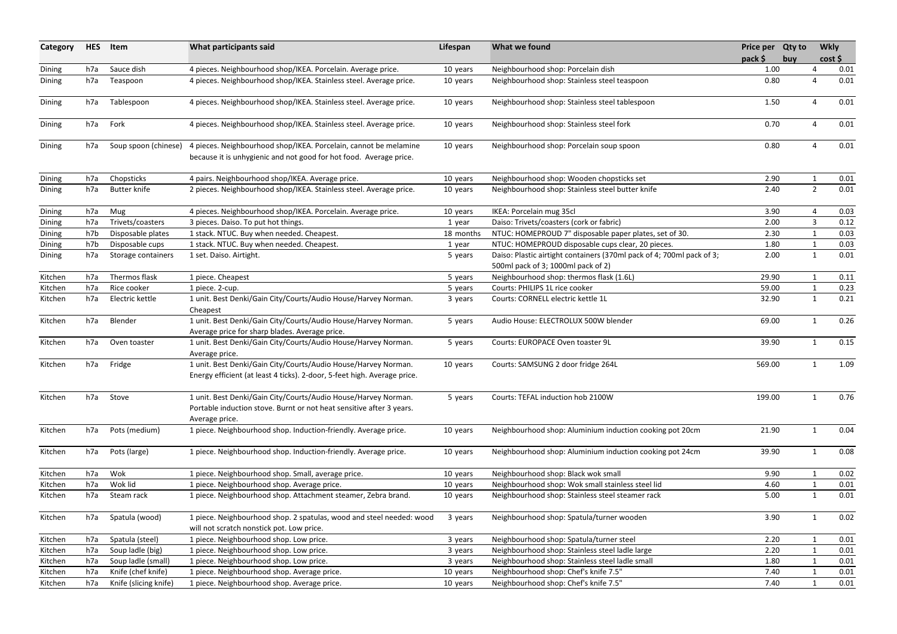| Category | HES | Item | What participants said | Lifespan | What we found | Price per pack $ | Qty to buy | Wkly cost $ |
|---|---|---|---|---|---|---|---|---|
| Dining | h7a | Sauce dish | 4 pieces. Neighbourhood shop/IKEA. Porcelain. Average price. | 10 years | Neighbourhood shop: Porcelain dish | 1.00 | 4 | 0.01 |
| Dining | h7a | Teaspoon | 4 pieces. Neighbourhood shop/IKEA. Stainless steel. Average price. | 10 years | Neighbourhood shop: Stainless steel teaspoon | 0.80 | 4 | 0.01 |
| Dining | h7a | Tablespoon | 4 pieces. Neighbourhood shop/IKEA. Stainless steel. Average price. | 10 years | Neighbourhood shop: Stainless steel tablespoon | 1.50 | 4 | 0.01 |
| Dining | h7a | Fork | 4 pieces. Neighbourhood shop/IKEA. Stainless steel. Average price. | 10 years | Neighbourhood shop: Stainless steel fork | 0.70 | 4 | 0.01 |
| Dining | h7a | Soup spoon (chinese) | 4 pieces. Neighbourhood shop/IKEA. Porcelain, cannot be melamine because it is unhygienic and not good for hot food. Average price. | 10 years | Neighbourhood shop: Porcelain soup spoon | 0.80 | 4 | 0.01 |
| Dining | h7a | Chopsticks | 4 pairs. Neighbourhood shop/IKEA. Average price. | 10 years | Neighbourhood shop: Wooden chopsticks set | 2.90 | 1 | 0.01 |
| Dining | h7a | Butter knife | 2 pieces. Neighbourhood shop/IKEA. Stainless steel. Average price. | 10 years | Neighbourhood shop: Stainless steel butter knife | 2.40 | 2 | 0.01 |
| Dining | h7a | Mug | 4 pieces. Neighbourhood shop/IKEA. Porcelain. Average price. | 10 years | IKEA: Porcelain mug 35cl | 3.90 | 4 | 0.03 |
| Dining | h7a | Trivets/coasters | 3 pieces. Daiso. To put hot things. | 1 year | Daiso: Trivets/coasters (cork or fabric) | 2.00 | 3 | 0.12 |
| Dining | h7b | Disposable plates | 1 stack. NTUC. Buy when needed. Cheapest. | 18 months | NTUC: HOMEPROUD 7" disposable paper plates, set of 30. | 2.30 | 1 | 0.03 |
| Dining | h7b | Disposable cups | 1 stack. NTUC. Buy when needed. Cheapest. | 1 year | NTUC: HOMEPROUD disposable cups clear, 20 pieces. | 1.80 | 1 | 0.03 |
| Dining | h7a | Storage containers | 1 set. Daiso. Airtight. | 5 years | Daiso: Plastic airtight containers (370ml pack of 4; 700ml pack of 3; 500ml pack of 3; 1000ml pack of 2) | 2.00 | 1 | 0.01 |
| Kitchen | h7a | Thermos flask | 1 piece. Cheapest | 5 years | Neighbourhood shop: thermos flask (1.6L) | 29.90 | 1 | 0.11 |
| Kitchen | h7a | Rice cooker | 1 piece. 2-cup. | 5 years | Courts: PHILIPS 1L rice cooker | 59.00 | 1 | 0.23 |
| Kitchen | h7a | Electric kettle | 1 unit. Best Denki/Gain City/Courts/Audio House/Harvey Norman. Cheapest | 3 years | Courts: CORNELL electric kettle 1L | 32.90 | 1 | 0.21 |
| Kitchen | h7a | Blender | 1 unit. Best Denki/Gain City/Courts/Audio House/Harvey Norman. Average price for sharp blades. Average price. | 5 years | Audio House: ELECTROLUX 500W blender | 69.00 | 1 | 0.26 |
| Kitchen | h7a | Oven toaster | 1 unit. Best Denki/Gain City/Courts/Audio House/Harvey Norman. Average price. | 5 years | Courts: EUROPACE Oven toaster 9L | 39.90 | 1 | 0.15 |
| Kitchen | h7a | Fridge | 1 unit. Best Denki/Gain City/Courts/Audio House/Harvey Norman. Energy efficient (at least 4 ticks). 2-door, 5-feet high. Average price. | 10 years | Courts: SAMSUNG 2 door fridge 264L | 569.00 | 1 | 1.09 |
| Kitchen | h7a | Stove | 1 unit. Best Denki/Gain City/Courts/Audio House/Harvey Norman. Portable induction stove. Burnt or not heat sensitive after 3 years. Average price. | 5 years | Courts: TEFAL induction hob 2100W | 199.00 | 1 | 0.76 |
| Kitchen | h7a | Pots (medium) | 1 piece. Neighbourhood shop. Induction-friendly. Average price. | 10 years | Neighbourhood shop: Aluminium induction cooking pot 20cm | 21.90 | 1 | 0.04 |
| Kitchen | h7a | Pots (large) | 1 piece. Neighbourhood shop. Induction-friendly. Average price. | 10 years | Neighbourhood shop: Aluminium induction cooking pot 24cm | 39.90 | 1 | 0.08 |
| Kitchen | h7a | Wok | 1 piece. Neighbourhood shop. Small, average price. | 10 years | Neighbourhood shop: Black wok small | 9.90 | 1 | 0.02 |
| Kitchen | h7a | Wok lid | 1 piece. Neighbourhood shop. Average price. | 10 years | Neighbourhood shop: Wok small stainless steel lid | 4.60 | 1 | 0.01 |
| Kitchen | h7a | Steam rack | 1 piece. Neighbourhood shop. Attachment steamer, Zebra brand. | 10 years | Neighbourhood shop: Stainless steel steamer rack | 5.00 | 1 | 0.01 |
| Kitchen | h7a | Spatula (wood) | 1 piece. Neighbourhood shop. 2 spatulas, wood and steel needed: wood will not scratch nonstick pot. Low price. | 3 years | Neighbourhood shop: Spatula/turner wooden | 3.90 | 1 | 0.02 |
| Kitchen | h7a | Spatula (steel) | 1 piece. Neighbourhood shop. Low price. | 3 years | Neighbourhood shop: Spatula/turner steel | 2.20 | 1 | 0.01 |
| Kitchen | h7a | Soup ladle (big) | 1 piece. Neighbourhood shop. Low price. | 3 years | Neighbourhood shop: Stainless steel ladle large | 2.20 | 1 | 0.01 |
| Kitchen | h7a | Soup ladle (small) | 1 piece. Neighbourhood shop. Low price. | 3 years | Neighbourhood shop: Stainless steel ladle small | 1.80 | 1 | 0.01 |
| Kitchen | h7a | Knife (chef knife) | 1 piece. Neighbourhood shop. Average price. | 10 years | Neighbourhood shop: Chef's knife 7.5" | 7.40 | 1 | 0.01 |
| Kitchen | h7a | Knife (slicing knife) | 1 piece. Neighbourhood shop. Average price. | 10 years | Neighbourhood shop: Chef's knife 7.5" | 7.40 | 1 | 0.01 |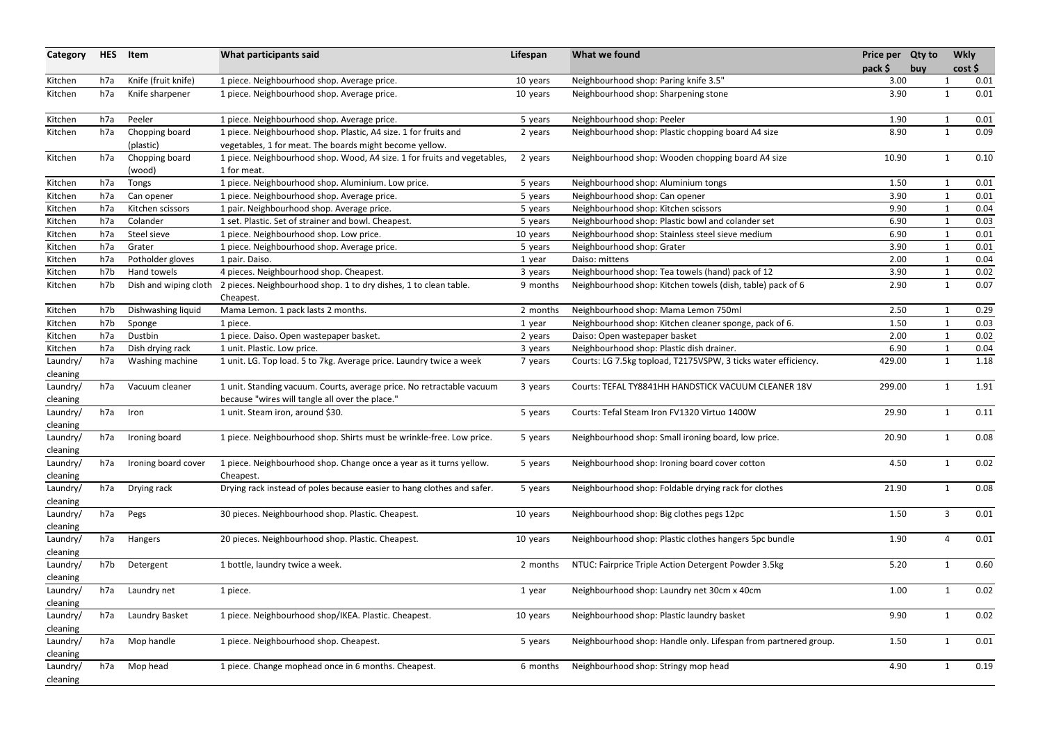| Category | HES | Item | What participants said | Lifespan | What we found | Price per pack $ | Qty to buy | Wkly cost $ |
|---|---|---|---|---|---|---|---|---|
| Kitchen | h7a | Knife (fruit knife) | 1 piece. Neighbourhood shop. Average price. | 10 years | Neighbourhood shop: Paring knife 3.5" | 3.00 | 1 | 0.01 |
| Kitchen | h7a | Knife sharpener | 1 piece. Neighbourhood shop. Average price. | 10 years | Neighbourhood shop: Sharpening stone | 3.90 | 1 | 0.01 |
| Kitchen | h7a | Peeler | 1 piece. Neighbourhood shop. Average price. | 5 years | Neighbourhood shop: Peeler | 1.90 | 1 | 0.01 |
| Kitchen | h7a | Chopping board (plastic) | 1 piece. Neighbourhood shop. Plastic, A4 size. 1 for fruits and vegetables, 1 for meat. The boards might become yellow. | 2 years | Neighbourhood shop: Plastic chopping board A4 size | 8.90 | 1 | 0.09 |
| Kitchen | h7a | Chopping board (wood) | 1 piece. Neighbourhood shop. Wood, A4 size. 1 for fruits and vegetables, 1 for meat. | 2 years | Neighbourhood shop: Wooden chopping board A4 size | 10.90 | 1 | 0.10 |
| Kitchen | h7a | Tongs | 1 piece. Neighbourhood shop. Aluminium. Low price. | 5 years | Neighbourhood shop: Aluminium tongs | 1.50 | 1 | 0.01 |
| Kitchen | h7a | Can opener | 1 piece. Neighbourhood shop. Average price. | 5 years | Neighbourhood shop: Can opener | 3.90 | 1 | 0.01 |
| Kitchen | h7a | Kitchen scissors | 1 pair. Neighbourhood shop. Average price. | 5 years | Neighbourhood shop: Kitchen scissors | 9.90 | 1 | 0.04 |
| Kitchen | h7a | Colander | 1 set. Plastic. Set of strainer and bowl. Cheapest. | 5 years | Neighbourhood shop: Plastic bowl and colander set | 6.90 | 1 | 0.03 |
| Kitchen | h7a | Steel sieve | 1 piece. Neighbourhood shop. Low price. | 10 years | Neighbourhood shop: Stainless steel sieve medium | 6.90 | 1 | 0.01 |
| Kitchen | h7a | Grater | 1 piece. Neighbourhood shop. Average price. | 5 years | Neighbourhood shop: Grater | 3.90 | 1 | 0.01 |
| Kitchen | h7a | Potholder gloves | 1 pair. Daiso. | 1 year | Daiso: mittens | 2.00 | 1 | 0.04 |
| Kitchen | h7b | Hand towels | 4 pieces. Neighbourhood shop. Cheapest. | 3 years | Neighbourhood shop: Tea towels (hand) pack of 12 | 3.90 | 1 | 0.02 |
| Kitchen | h7b | Dish and wiping cloth | 2 pieces. Neighbourhood shop. 1 to dry dishes, 1 to clean table. Cheapest. | 9 months | Neighbourhood shop: Kitchen towels (dish, table) pack of 6 | 2.90 | 1 | 0.07 |
| Kitchen | h7b | Dishwashing liquid | Mama Lemon. 1 pack lasts 2 months. | 2 months | Neighbourhood shop: Mama Lemon 750ml | 2.50 | 1 | 0.29 |
| Kitchen | h7b | Sponge | 1 piece. | 1 year | Neighbourhood shop: Kitchen cleaner sponge, pack of 6. | 1.50 | 1 | 0.03 |
| Kitchen | h7a | Dustbin | 1 piece. Daiso. Open wastepaper basket. | 2 years | Daiso: Open wastepaper basket | 2.00 | 1 | 0.02 |
| Kitchen | h7a | Dish drying rack | 1 unit. Plastic. Low price. | 3 years | Neighbourhood shop: Plastic dish drainer. | 6.90 | 1 | 0.04 |
| Laundry/ cleaning | h7a | Washing machine | 1 unit. LG. Top load. 5 to 7kg. Average price. Laundry twice a week | 7 years | Courts: LG 7.5kg topload, T2175VSPW, 3 ticks water efficiency. | 429.00 | 1 | 1.18 |
| Laundry/ cleaning | h7a | Vacuum cleaner | 1 unit. Standing vacuum. Courts, average price. No retractable vacuum because "wires will tangle all over the place." | 3 years | Courts: TEFAL TY8841HH HANDSTICK VACUUM CLEANER 18V | 299.00 | 1 | 1.91 |
| Laundry/ cleaning | h7a | Iron | 1 unit. Steam iron, around $30. | 5 years | Courts: Tefal Steam Iron FV1320 Virtuo 1400W | 29.90 | 1 | 0.11 |
| Laundry/ cleaning | h7a | Ironing board | 1 piece. Neighbourhood shop. Shirts must be wrinkle-free. Low price. | 5 years | Neighbourhood shop: Small ironing board, low price. | 20.90 | 1 | 0.08 |
| Laundry/ cleaning | h7a | Ironing board cover | 1 piece. Neighbourhood shop. Change once a year as it turns yellow. Cheapest. | 5 years | Neighbourhood shop: Ironing board cover cotton | 4.50 | 1 | 0.02 |
| Laundry/ cleaning | h7a | Drying rack | Drying rack instead of poles because easier to hang clothes and safer. | 5 years | Neighbourhood shop: Foldable drying rack for clothes | 21.90 | 1 | 0.08 |
| Laundry/ cleaning | h7a | Pegs | 30 pieces. Neighbourhood shop. Plastic. Cheapest. | 10 years | Neighbourhood shop: Big clothes pegs 12pc | 1.50 | 3 | 0.01 |
| Laundry/ cleaning | h7a | Hangers | 20 pieces. Neighbourhood shop. Plastic. Cheapest. | 10 years | Neighbourhood shop: Plastic clothes hangers 5pc bundle | 1.90 | 4 | 0.01 |
| Laundry/ cleaning | h7b | Detergent | 1 bottle, laundry twice a week. | 2 months | NTUC: Fairprice Triple Action Detergent Powder 3.5kg | 5.20 | 1 | 0.60 |
| Laundry/ cleaning | h7a | Laundry net | 1 piece. | 1 year | Neighbourhood shop: Laundry net 30cm x 40cm | 1.00 | 1 | 0.02 |
| Laundry/ cleaning | h7a | Laundry Basket | 1 piece. Neighbourhood shop/IKEA. Plastic. Cheapest. | 10 years | Neighbourhood shop: Plastic laundry basket | 9.90 | 1 | 0.02 |
| Laundry/ cleaning | h7a | Mop handle | 1 piece. Neighbourhood shop. Cheapest. | 5 years | Neighbourhood shop: Handle only. Lifespan from partnered group. | 1.50 | 1 | 0.01 |
| Laundry/ cleaning | h7a | Mop head | 1 piece. Change mophead once in 6 months. Cheapest. | 6 months | Neighbourhood shop: Stringy mop head | 4.90 | 1 | 0.19 |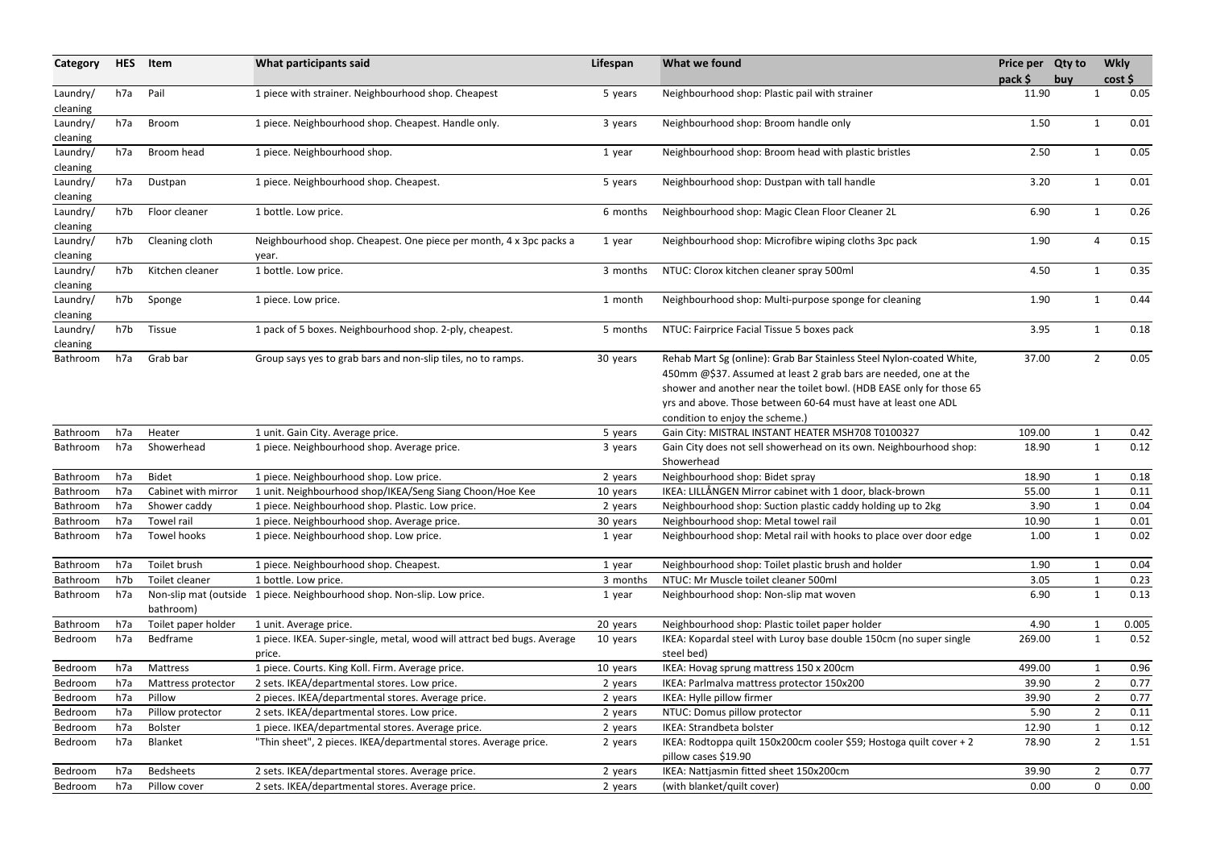| Category | HES | Item | What participants said | Lifespan | What we found | Price per pack $ | Qty to buy | Wkly cost $ |
|---|---|---|---|---|---|---|---|---|
| Laundry/ cleaning | h7a | Pail | 1 piece with strainer. Neighbourhood shop. Cheapest | 5 years | Neighbourhood shop: Plastic pail with strainer | 11.90 | 1 | 0.05 |
| Laundry/ cleaning | h7a | Broom | 1 piece. Neighbourhood shop. Cheapest. Handle only. | 3 years | Neighbourhood shop: Broom handle only | 1.50 | 1 | 0.01 |
| Laundry/ cleaning | h7a | Broom head | 1 piece. Neighbourhood shop. | 1 year | Neighbourhood shop: Broom head with plastic bristles | 2.50 | 1 | 0.05 |
| Laundry/ cleaning | h7a | Dustpan | 1 piece. Neighbourhood shop. Cheapest. | 5 years | Neighbourhood shop: Dustpan with tall handle | 3.20 | 1 | 0.01 |
| Laundry/ cleaning | h7b | Floor cleaner | 1 bottle. Low price. | 6 months | Neighbourhood shop: Magic Clean Floor Cleaner 2L | 6.90 | 1 | 0.26 |
| Laundry/ cleaning | h7b | Cleaning cloth | Neighbourhood shop. Cheapest. One piece per month, 4 x 3pc packs a year. | 1 year | Neighbourhood shop: Microfibre wiping cloths 3pc pack | 1.90 | 4 | 0.15 |
| Laundry/ cleaning | h7b | Kitchen cleaner | 1 bottle. Low price. | 3 months | NTUC: Clorox kitchen cleaner spray 500ml | 4.50 | 1 | 0.35 |
| Laundry/ cleaning | h7b | Sponge | 1 piece. Low price. | 1 month | Neighbourhood shop: Multi-purpose sponge for cleaning | 1.90 | 1 | 0.44 |
| Laundry/ cleaning | h7b | Tissue | 1 pack of 5 boxes. Neighbourhood shop. 2-ply, cheapest. | 5 months | NTUC: Fairprice Facial Tissue 5 boxes pack | 3.95 | 1 | 0.18 |
| Bathroom | h7a | Grab bar | Group says yes to grab bars and non-slip tiles, no to ramps. | 30 years | Rehab Mart Sg (online): Grab Bar Stainless Steel Nylon-coated White, 450mm @$37. Assumed at least 2 grab bars are needed, one at the shower and another near the toilet bowl. (HDB EASE only for those 65 yrs and above. Those between 60-64 must have at least one ADL condition to enjoy the scheme.) | 37.00 | 2 | 0.05 |
| Bathroom | h7a | Heater | 1 unit. Gain City. Average price. | 5 years | Gain City: MISTRAL INSTANT HEATER MSH708 T0100327 | 109.00 | 1 | 0.42 |
| Bathroom | h7a | Showerhead | 1 piece. Neighbourhood shop. Average price. | 3 years | Gain City does not sell showerhead on its own. Neighbourhood shop: Showerhead | 18.90 | 1 | 0.12 |
| Bathroom | h7a | Bidet | 1 piece. Neighbourhood shop. Low price. | 2 years | Neighbourhood shop: Bidet spray | 18.90 | 1 | 0.18 |
| Bathroom | h7a | Cabinet with mirror | 1 unit. Neighbourhood shop/IKEA/Seng Siang Choon/Hoe Kee | 10 years | IKEA: LILLÅNGEN Mirror cabinet with 1 door, black-brown | 55.00 | 1 | 0.11 |
| Bathroom | h7a | Shower caddy | 1 piece. Neighbourhood shop. Plastic. Low price. | 2 years | Neighbourhood shop: Suction plastic caddy holding up to 2kg | 3.90 | 1 | 0.04 |
| Bathroom | h7a | Towel rail | 1 piece. Neighbourhood shop. Average price. | 30 years | Neighbourhood shop: Metal towel rail | 10.90 | 1 | 0.01 |
| Bathroom | h7a | Towel hooks | 1 piece. Neighbourhood shop. Low price. | 1 year | Neighbourhood shop: Metal rail with hooks to place over door edge | 1.00 | 1 | 0.02 |
| Bathroom | h7a | Toilet brush | 1 piece. Neighbourhood shop. Cheapest. | 1 year | Neighbourhood shop: Toilet plastic brush and holder | 1.90 | 1 | 0.04 |
| Bathroom | h7b | Toilet cleaner | 1 bottle. Low price. | 3 months | NTUC: Mr Muscle toilet cleaner 500ml | 3.05 | 1 | 0.23 |
| Bathroom | h7a | Non-slip mat (outside bathroom) | 1 piece. Neighbourhood shop. Non-slip. Low price. | 1 year | Neighbourhood shop: Non-slip mat woven | 6.90 | 1 | 0.13 |
| Bathroom | h7a | Toilet paper holder | 1 unit. Average price. | 20 years | Neighbourhood shop: Plastic toilet paper holder | 4.90 | 1 | 0.005 |
| Bedroom | h7a | Bedframe | 1 piece. IKEA. Super-single, metal, wood will attract bed bugs. Average price. | 10 years | IKEA: Kopardal steel with Luroy base double 150cm (no super single steel bed) | 269.00 | 1 | 0.52 |
| Bedroom | h7a | Mattress | 1 piece. Courts. King Koll. Firm. Average price. | 10 years | IKEA: Hovag sprung mattress 150 x 200cm | 499.00 | 1 | 0.96 |
| Bedroom | h7a | Mattress protector | 2 sets. IKEA/departmental stores. Low price. | 2 years | IKEA: Parlmalva mattress protector 150x200 | 39.90 | 2 | 0.77 |
| Bedroom | h7a | Pillow | 2 pieces. IKEA/departmental stores. Average price. | 2 years | IKEA: Hylle pillow firmer | 39.90 | 2 | 0.77 |
| Bedroom | h7a | Pillow protector | 2 sets. IKEA/departmental stores. Low price. | 2 years | NTUC: Domus pillow protector | 5.90 | 2 | 0.11 |
| Bedroom | h7a | Bolster | 1 piece. IKEA/departmental stores. Average price. | 2 years | IKEA: Strandbeta bolster | 12.90 | 1 | 0.12 |
| Bedroom | h7a | Blanket | "Thin sheet", 2 pieces. IKEA/departmental stores. Average price. | 2 years | IKEA: Rodtoppa quilt 150x200cm cooler $59; Hostoga quilt cover + 2 pillow cases $19.90 | 78.90 | 2 | 1.51 |
| Bedroom | h7a | Bedsheets | 2 sets. IKEA/departmental stores. Average price. | 2 years | IKEA: Nattjasmin fitted sheet 150x200cm | 39.90 | 2 | 0.77 |
| Bedroom | h7a | Pillow cover | 2 sets. IKEA/departmental stores. Average price. | 2 years | (with blanket/quilt cover) | 0.00 | 0 | 0.00 |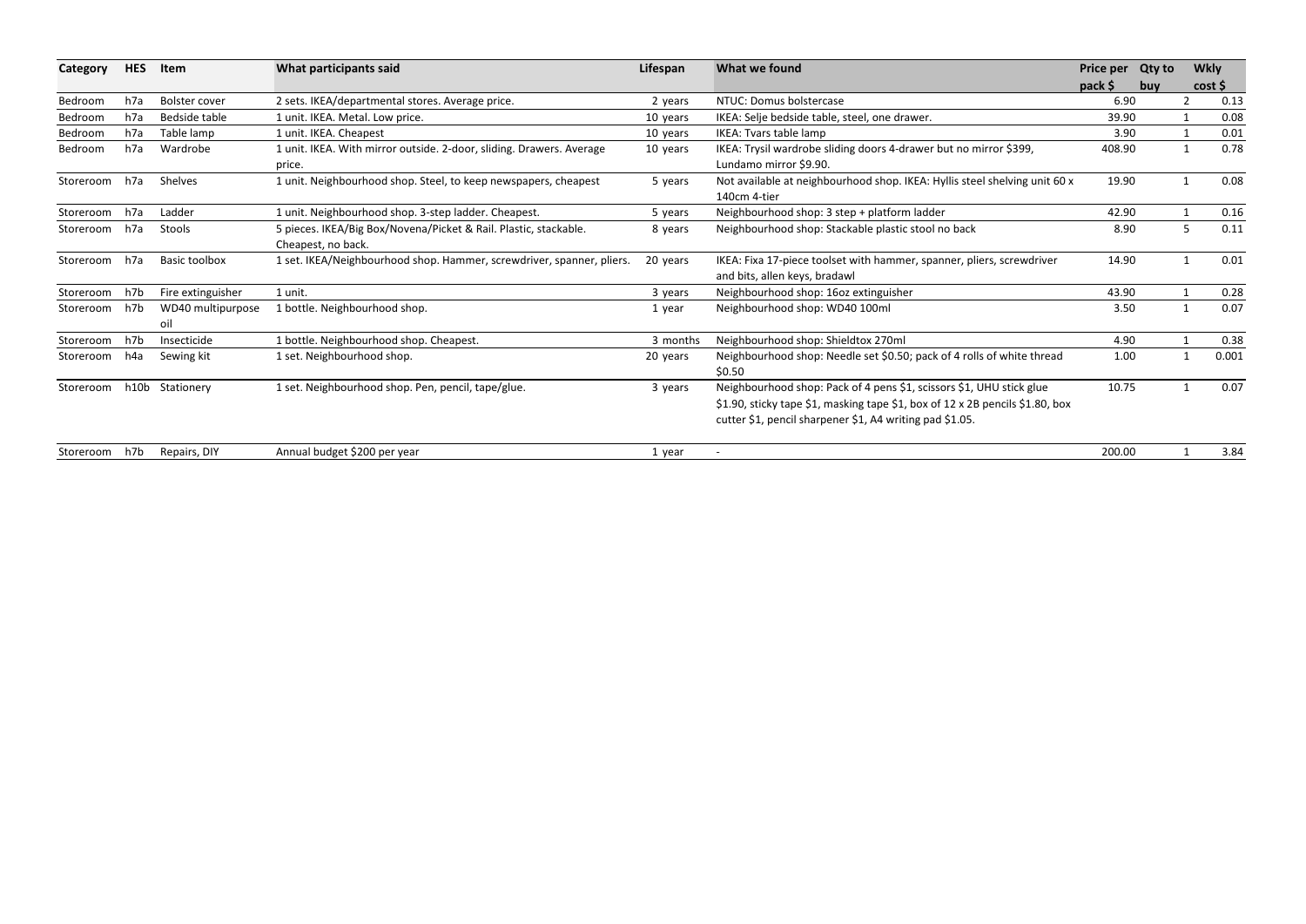| Category | HES | Item | What participants said | Lifespan | What we found | Price per pack $ | Qty to buy | Wkly cost $ |
|---|---|---|---|---|---|---|---|---|
| Bedroom | h7a | Bolster cover | 2 sets. IKEA/departmental stores. Average price. | 2 years | NTUC: Domus bolstercase | 6.90 | 2 | 0.13 |
| Bedroom | h7a | Bedside table | 1 unit. IKEA. Metal. Low price. | 10 years | IKEA: Selje bedside table, steel, one drawer. | 39.90 | 1 | 0.08 |
| Bedroom | h7a | Table lamp | 1 unit. IKEA. Cheapest | 10 years | IKEA: Tvars table lamp | 3.90 | 1 | 0.01 |
| Bedroom | h7a | Wardrobe | 1 unit. IKEA. With mirror outside. 2-door, sliding. Drawers. Average price. | 10 years | IKEA: Trysil wardrobe sliding doors 4-drawer but no mirror $399, Lundamo mirror $9.90. | 408.90 | 1 | 0.78 |
| Storeroom | h7a | Shelves | 1 unit. Neighbourhood shop. Steel, to keep newspapers, cheapest | 5 years | Not available at neighbourhood shop. IKEA: Hyllis steel shelving unit 60 x 140cm 4-tier | 19.90 | 1 | 0.08 |
| Storeroom | h7a | Ladder | 1 unit. Neighbourhood shop. 3-step ladder. Cheapest. | 5 years | Neighbourhood shop: 3 step + platform ladder | 42.90 | 1 | 0.16 |
| Storeroom | h7a | Stools | 5 pieces. IKEA/Big Box/Novena/Picket & Rail. Plastic, stackable. Cheapest, no back. | 8 years | Neighbourhood shop: Stackable plastic stool no back | 8.90 | 5 | 0.11 |
| Storeroom | h7a | Basic toolbox | 1 set. IKEA/Neighbourhood shop. Hammer, screwdriver, spanner, pliers. | 20 years | IKEA: Fixa 17-piece toolset with hammer, spanner, pliers, screwdriver and bits, allen keys, bradawl | 14.90 | 1 | 0.01 |
| Storeroom | h7b | Fire extinguisher | 1 unit. | 3 years | Neighbourhood shop: 16oz extinguisher | 43.90 | 1 | 0.28 |
| Storeroom | h7b | WD40 multipurpose oil | 1 bottle. Neighbourhood shop. | 1 year | Neighbourhood shop: WD40 100ml | 3.50 | 1 | 0.07 |
| Storeroom | h7b | Insecticide | 1 bottle. Neighbourhood shop. Cheapest. | 3 months | Neighbourhood shop: Shieldtox 270ml | 4.90 | 1 | 0.38 |
| Storeroom | h4a | Sewing kit | 1 set. Neighbourhood shop. | 20 years | Neighbourhood shop: Needle set $0.50; pack of 4 rolls of white thread $0.50 | 1.00 | 1 | 0.001 |
| Storeroom | h10b | Stationery | 1 set. Neighbourhood shop. Pen, pencil, tape/glue. | 3 years | Neighbourhood shop: Pack of 4 pens $1, scissors $1, UHU stick glue $1.90, sticky tape $1, masking tape $1, box of 12 x 2B pencils $1.80, box cutter $1, pencil sharpener $1, A4 writing pad $1.05. | 10.75 | 1 | 0.07 |
| Storeroom | h7b | Repairs, DIY | Annual budget $200 per year | 1 year | - | 200.00 | 1 | 3.84 |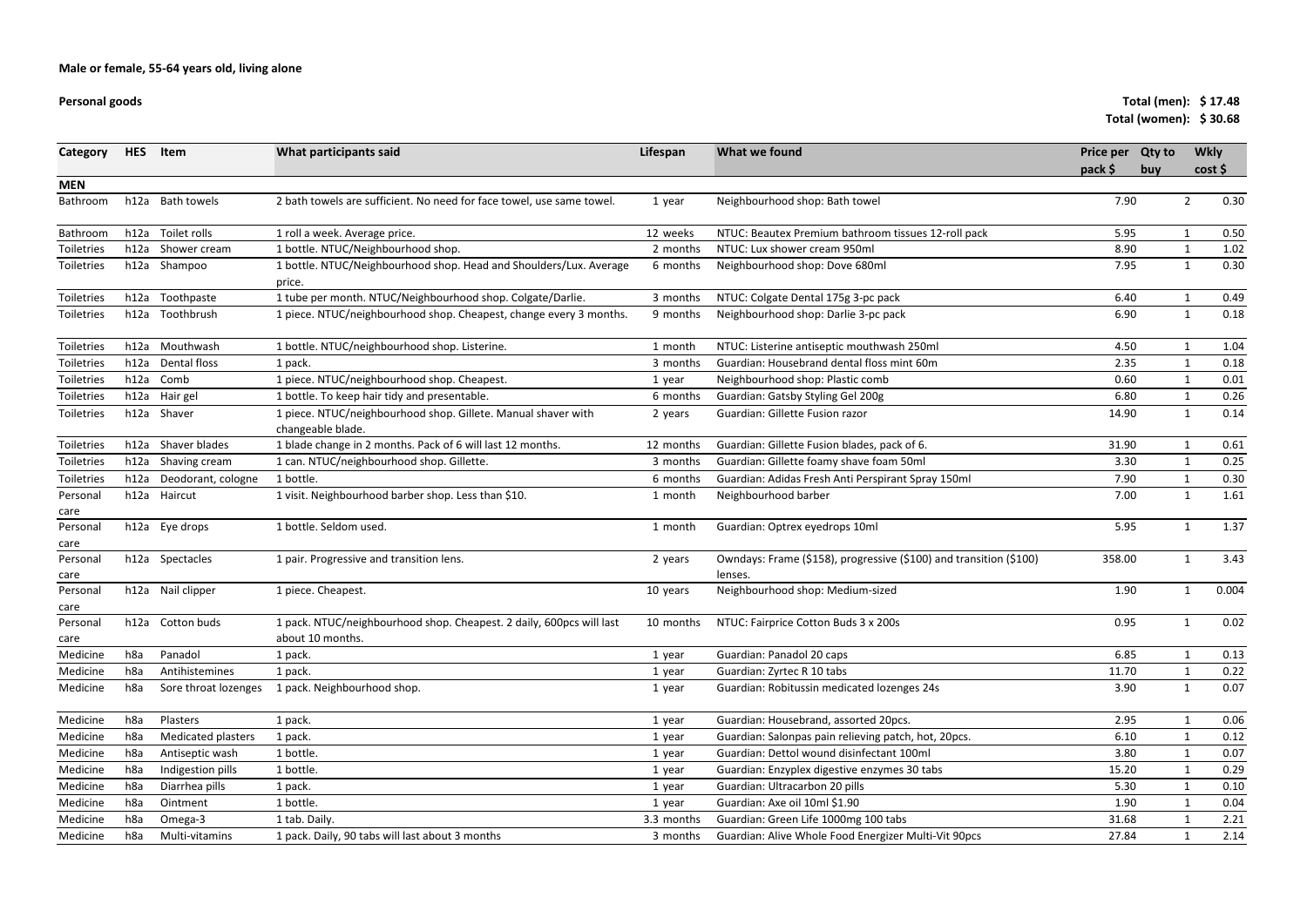**Male or female, 55-64 years old, living alone**

**Personal goods**

**Total (men): $ 17.48**
**Total (women): $ 30.68**

| Category | HES | Item | What participants said | Lifespan | What we found | Price per pack $ | Qty to buy | Wkly cost $ |
|---|---|---|---|---|---|---|---|---|
| **MEN** | | | | | | | | |
| Bathroom | h12a | Bath towels | 2 bath towels are sufficient. No need for face towel, use same towel. | 1 year | Neighbourhood shop: Bath towel | 7.90 | 2 | 0.30 |
| Bathroom | h12a | Toilet rolls | 1 roll a week. Average price. | 12 weeks | NTUC: Beautex Premium bathroom tissues 12-roll pack | 5.95 | 1 | 0.50 |
| Toiletries | h12a | Shower cream | 1 bottle. NTUC/Neighbourhood shop. | 2 months | NTUC: Lux shower cream 950ml | 8.90 | 1 | 1.02 |
| Toiletries | h12a | Shampoo | 1 bottle. NTUC/Neighbourhood shop. Head and Shoulders/Lux. Average price. | 6 months | Neighbourhood shop: Dove 680ml | 7.95 | 1 | 0.30 |
| Toiletries | h12a | Toothpaste | 1 tube per month. NTUC/Neighbourhood shop. Colgate/Darlie. | 3 months | NTUC: Colgate Dental 175g 3-pc pack | 6.40 | 1 | 0.49 |
| Toiletries | h12a | Toothbrush | 1 piece. NTUC/neighbourhood shop. Cheapest, change every 3 months. | 9 months | Neighbourhood shop: Darlie 3-pc pack | 6.90 | 1 | 0.18 |
| Toiletries | h12a | Mouthwash | 1 bottle. NTUC/neighbourhood shop. Listerine. | 1 month | NTUC: Listerine antiseptic mouthwash 250ml | 4.50 | 1 | 1.04 |
| Toiletries | h12a | Dental floss | 1 pack. | 3 months | Guardian: Housebrand dental floss mint 60m | 2.35 | 1 | 0.18 |
| Toiletries | h12a | Comb | 1 piece. NTUC/neighbourhood shop. Cheapest. | 1 year | Neighbourhood shop: Plastic comb | 0.60 | 1 | 0.01 |
| Toiletries | h12a | Hair gel | 1 bottle. To keep hair tidy and presentable. | 6 months | Guardian: Gatsby Styling Gel 200g | 6.80 | 1 | 0.26 |
| Toiletries | h12a | Shaver | 1 piece. NTUC/neighbourhood shop. Gillete. Manual shaver with changeable blade. | 2 years | Guardian: Gillette Fusion razor | 14.90 | 1 | 0.14 |
| Toiletries | h12a | Shaver blades | 1 blade change in 2 months. Pack of 6 will last 12 months. | 12 months | Guardian: Gillette Fusion blades, pack of 6. | 31.90 | 1 | 0.61 |
| Toiletries | h12a | Shaving cream | 1 can. NTUC/neighbourhood shop. Gillette. | 3 months | Guardian: Gillette foamy shave foam 50ml | 3.30 | 1 | 0.25 |
| Toiletries | h12a | Deodorant, cologne | 1 bottle. | 6 months | Guardian: Adidas Fresh Anti Perspirant Spray 150ml | 7.90 | 1 | 0.30 |
| Personal care | h12a | Haircut | 1 visit. Neighbourhood barber shop. Less than $10. | 1 month | Neighbourhood barber | 7.00 | 1 | 1.61 |
| Personal care | h12a | Eye drops | 1 bottle. Seldom used. | 1 month | Guardian: Optrex eyedrops 10ml | 5.95 | 1 | 1.37 |
| Personal care | h12a | Spectacles | 1 pair. Progressive and transition lens. | 2 years | Owndays: Frame ($158), progressive ($100) and transition ($100) lenses. | 358.00 | 1 | 3.43 |
| Personal care | h12a | Nail clipper | 1 piece. Cheapest. | 10 years | Neighbourhood shop: Medium-sized | 1.90 | 1 | 0.004 |
| Personal care | h12a | Cotton buds | 1 pack. NTUC/neighbourhood shop. Cheapest. 2 daily, 600pcs will last about 10 months. | 10 months | NTUC: Fairprice Cotton Buds 3 x 200s | 0.95 | 1 | 0.02 |
| Medicine | h8a | Panadol | 1 pack. | 1 year | Guardian: Panadol 20 caps | 6.85 | 1 | 0.13 |
| Medicine | h8a | Antihistemines | 1 pack. | 1 year | Guardian: Zyrtec R 10 tabs | 11.70 | 1 | 0.22 |
| Medicine | h8a | Sore throat lozenges | 1 pack. Neighbourhood shop. | 1 year | Guardian: Robitussin medicated lozenges 24s | 3.90 | 1 | 0.07 |
| Medicine | h8a | Plasters | 1 pack. | 1 year | Guardian: Housebrand, assorted 20pcs. | 2.95 | 1 | 0.06 |
| Medicine | h8a | Medicated plasters | 1 pack. | 1 year | Guardian: Salonpas pain relieving patch, hot, 20pcs. | 6.10 | 1 | 0.12 |
| Medicine | h8a | Antiseptic wash | 1 bottle. | 1 year | Guardian: Dettol wound disinfectant 100ml | 3.80 | 1 | 0.07 |
| Medicine | h8a | Indigestion pills | 1 bottle. | 1 year | Guardian: Enzyplex digestive enzymes 30 tabs | 15.20 | 1 | 0.29 |
| Medicine | h8a | Diarrhea pills | 1 pack. | 1 year | Guardian: Ultracarbon 20 pills | 5.30 | 1 | 0.10 |
| Medicine | h8a | Ointment | 1 bottle. | 1 year | Guardian: Axe oil 10ml $1.90 | 1.90 | 1 | 0.04 |
| Medicine | h8a | Omega-3 | 1 tab. Daily. | 3.3 months | Guardian: Green Life 1000mg 100 tabs | 31.68 | 1 | 2.21 |
| Medicine | h8a | Multi-vitamins | 1 pack. Daily, 90 tabs will last about 3 months | 3 months | Guardian: Alive Whole Food Energizer Multi-Vit 90pcs | 27.84 | 1 | 2.14 |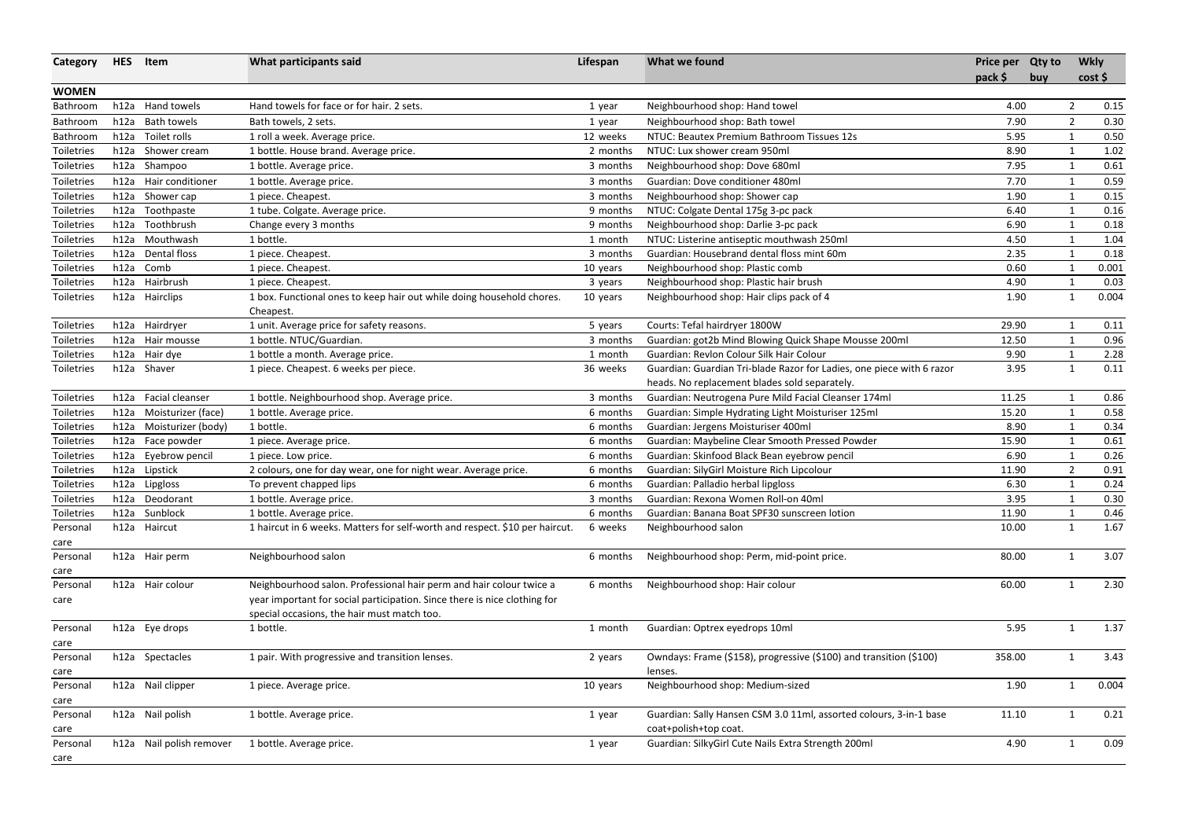| Category | HES | Item | What participants said | Lifespan | What we found | Price per pack $ | Qty to buy | Wkly cost $ |
|---|---|---|---|---|---|---|---|---|
| **WOMEN** | | | | | | | | |
| Bathroom | h12a | Hand towels | Hand towels for face or for hair. 2 sets. | 1 year | Neighbourhood shop: Hand towel | 4.00 | 2 | 0.15 |
| Bathroom | h12a | Bath towels | Bath towels, 2 sets. | 1 year | Neighbourhood shop: Bath towel | 7.90 | 2 | 0.30 |
| Bathroom | h12a | Toilet rolls | 1 roll a week. Average price. | 12 weeks | NTUC: Beautex Premium Bathroom Tissues 12s | 5.95 | 1 | 0.50 |
| Toiletries | h12a | Shower cream | 1 bottle. House brand. Average price. | 2 months | NTUC: Lux shower cream 950ml | 8.90 | 1 | 1.02 |
| Toiletries | h12a | Shampoo | 1 bottle. Average price. | 3 months | Neighbourhood shop: Dove 680ml | 7.95 | 1 | 0.61 |
| Toiletries | h12a | Hair conditioner | 1 bottle. Average price. | 3 months | Guardian: Dove conditioner 480ml | 7.70 | 1 | 0.59 |
| Toiletries | h12a | Shower cap | 1 piece. Cheapest. | 3 months | Neighbourhood shop: Shower cap | 1.90 | 1 | 0.15 |
| Toiletries | h12a | Toothpaste | 1 tube. Colgate. Average price. | 9 months | NTUC: Colgate Dental 175g 3-pc pack | 6.40 | 1 | 0.16 |
| Toiletries | h12a | Toothbrush | Change every 3 months | 9 months | Neighbourhood shop: Darlie 3-pc pack | 6.90 | 1 | 0.18 |
| Toiletries | h12a | Mouthwash | 1 bottle. | 1 month | NTUC: Listerine antiseptic mouthwash 250ml | 4.50 | 1 | 1.04 |
| Toiletries | h12a | Dental floss | 1 piece. Cheapest. | 3 months | Guardian: Housebrand dental floss mint 60m | 2.35 | 1 | 0.18 |
| Toiletries | h12a | Comb | 1 piece. Cheapest. | 10 years | Neighbourhood shop: Plastic comb | 0.60 | 1 | 0.001 |
| Toiletries | h12a | Hairbrush | 1 piece. Cheapest. | 3 years | Neighbourhood shop: Plastic hair brush | 4.90 | 1 | 0.03 |
| Toiletries | h12a | Hairclips | 1 box. Functional ones to keep hair out while doing household chores. Cheapest. | 10 years | Neighbourhood shop: Hair clips pack of 4 | 1.90 | 1 | 0.004 |
| Toiletries | h12a | Hairdryer | 1 unit. Average price for safety reasons. | 5 years | Courts: Tefal hairdryer 1800W | 29.90 | 1 | 0.11 |
| Toiletries | h12a | Hair mousse | 1 bottle. NTUC/Guardian. | 3 months | Guardian: got2b Mind Blowing Quick Shape Mousse 200ml | 12.50 | 1 | 0.96 |
| Toiletries | h12a | Hair dye | 1 bottle a month. Average price. | 1 month | Guardian: Revlon Colour Silk Hair Colour | 9.90 | 1 | 2.28 |
| Toiletries | h12a | Shaver | 1 piece. Cheapest. 6 weeks per piece. | 36 weeks | Guardian: Guardian Tri-blade Razor for Ladies, one piece with 6 razor heads. No replacement blades sold separately. | 3.95 | 1 | 0.11 |
| Toiletries | h12a | Facial cleanser | 1 bottle. Neighbourhood shop. Average price. | 3 months | Guardian: Neutrogena Pure Mild Facial Cleanser 174ml | 11.25 | 1 | 0.86 |
| Toiletries | h12a | Moisturizer (face) | 1 bottle. Average price. | 6 months | Guardian: Simple Hydrating Light Moisturiser 125ml | 15.20 | 1 | 0.58 |
| Toiletries | h12a | Moisturizer (body) | 1 bottle. | 6 months | Guardian: Jergens Moisturiser 400ml | 8.90 | 1 | 0.34 |
| Toiletries | h12a | Face powder | 1 piece. Average price. | 6 months | Guardian: Maybeline Clear Smooth Pressed Powder | 15.90 | 1 | 0.61 |
| Toiletries | h12a | Eyebrow pencil | 1 piece. Low price. | 6 months | Guardian: Skinfood Black Bean eyebrow pencil | 6.90 | 1 | 0.26 |
| Toiletries | h12a | Lipstick | 2 colours, one for day wear, one for night wear. Average price. | 6 months | Guardian: SilyGirl Moisture Rich Lipcolour | 11.90 | 2 | 0.91 |
| Toiletries | h12a | Lipgloss | To prevent chapped lips | 6 months | Guardian: Palladio herbal lipgloss | 6.30 | 1 | 0.24 |
| Toiletries | h12a | Deodorant | 1 bottle. Average price. | 3 months | Guardian: Rexona Women Roll-on 40ml | 3.95 | 1 | 0.30 |
| Toiletries | h12a | Sunblock | 1 bottle. Average price. | 6 months | Guardian: Banana Boat SPF30 sunscreen lotion | 11.90 | 1 | 0.46 |
| Personal care | h12a | Haircut | 1 haircut in 6 weeks. Matters for self-worth and respect. $10 per haircut. | 6 weeks | Neighbourhood salon | 10.00 | 1 | 1.67 |
| Personal care | h12a | Hair perm | Neighbourhood salon | 6 months | Neighbourhood shop: Perm, mid-point price. | 80.00 | 1 | 3.07 |
| Personal care | h12a | Hair colour | Neighbourhood salon. Professional hair perm and hair colour twice a year important for social participation. Since there is nice clothing for special occasions, the hair must match too. | 6 months | Neighbourhood shop: Hair colour | 60.00 | 1 | 2.30 |
| Personal care | h12a | Eye drops | 1 bottle. | 1 month | Guardian: Optrex eyedrops 10ml | 5.95 | 1 | 1.37 |
| Personal care | h12a | Spectacles | 1 pair. With progressive and transition lenses. | 2 years | Owndays: Frame ($158), progressive ($100) and transition ($100) lenses. | 358.00 | 1 | 3.43 |
| Personal care | h12a | Nail clipper | 1 piece. Average price. | 10 years | Neighbourhood shop: Medium-sized | 1.90 | 1 | 0.004 |
| Personal care | h12a | Nail polish | 1 bottle. Average price. | 1 year | Guardian: Sally Hansen CSM 3.0 11ml, assorted colours, 3-in-1 base coat+polish+top coat. | 11.10 | 1 | 0.21 |
| Personal care | h12a | Nail polish remover | 1 bottle. Average price. | 1 year | Guardian: SilkyGirl Cute Nails Extra Strength 200ml | 4.90 | 1 | 0.09 |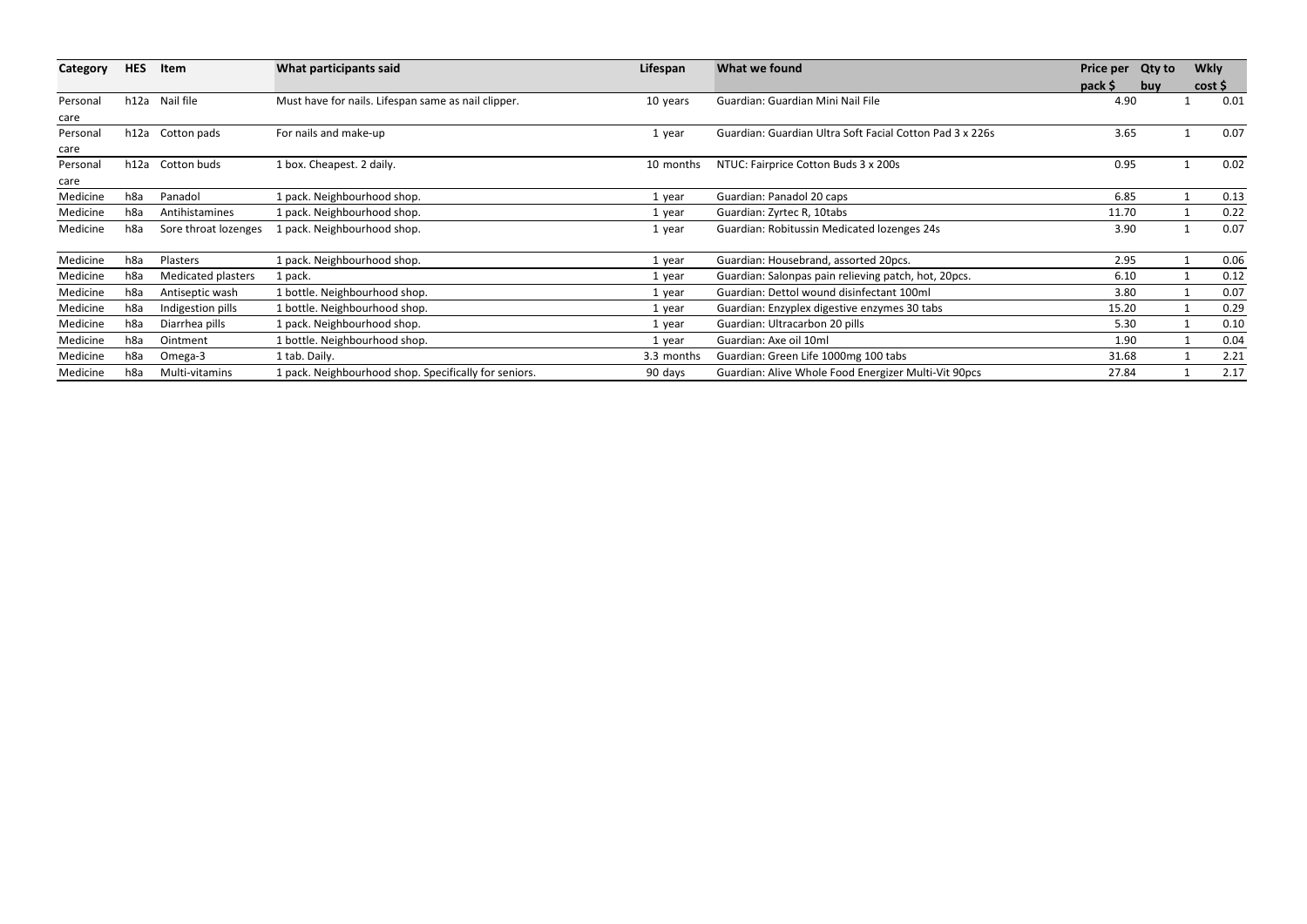| Category | HES | Item | What participants said | Lifespan | What we found | Price per pack $ | Qty to buy | Wkly cost $ |
|---|---|---|---|---|---|---|---|---|
| Personal care | h12a | Nail file | Must have for nails. Lifespan same as nail clipper. | 10 years | Guardian: Guardian Mini Nail File | 4.90 | 1 | 0.01 |
| Personal care | h12a | Cotton pads | For nails and make-up | 1 year | Guardian: Guardian Ultra Soft Facial Cotton Pad 3 x 226s | 3.65 | 1 | 0.07 |
| Personal care | h12a | Cotton buds | 1 box. Cheapest. 2 daily. | 10 months | NTUC: Fairprice Cotton Buds 3 x 200s | 0.95 | 1 | 0.02 |
| Medicine | h8a | Panadol | 1 pack. Neighbourhood shop. | 1 year | Guardian: Panadol 20 caps | 6.85 | 1 | 0.13 |
| Medicine | h8a | Antihistamines | 1 pack. Neighbourhood shop. | 1 year | Guardian: Zyrtec R, 10tabs | 11.70 | 1 | 0.22 |
| Medicine | h8a | Sore throat lozenges | 1 pack. Neighbourhood shop. | 1 year | Guardian: Robitussin Medicated lozenges 24s | 3.90 | 1 | 0.07 |
| Medicine | h8a | Plasters | 1 pack. Neighbourhood shop. | 1 year | Guardian: Housebrand, assorted 20pcs. | 2.95 | 1 | 0.06 |
| Medicine | h8a | Medicated plasters | 1 pack. | 1 year | Guardian: Salonpas pain relieving patch, hot, 20pcs. | 6.10 | 1 | 0.12 |
| Medicine | h8a | Antiseptic wash | 1 bottle. Neighbourhood shop. | 1 year | Guardian: Dettol wound disinfectant 100ml | 3.80 | 1 | 0.07 |
| Medicine | h8a | Indigestion pills | 1 bottle. Neighbourhood shop. | 1 year | Guardian: Enzyplex digestive enzymes 30 tabs | 15.20 | 1 | 0.29 |
| Medicine | h8a | Diarrhea pills | 1 pack. Neighbourhood shop. | 1 year | Guardian: Ultracarbon 20 pills | 5.30 | 1 | 0.10 |
| Medicine | h8a | Ointment | 1 bottle. Neighbourhood shop. | 1 year | Guardian: Axe oil 10ml | 1.90 | 1 | 0.04 |
| Medicine | h8a | Omega-3 | 1 tab. Daily. | 3.3 months | Guardian: Green Life 1000mg 100 tabs | 31.68 | 1 | 2.21 |
| Medicine | h8a | Multi-vitamins | 1 pack. Neighbourhood shop. Specifically for seniors. | 90 days | Guardian: Alive Whole Food Energizer Multi-Vit 90pcs | 27.84 | 1 | 2.17 |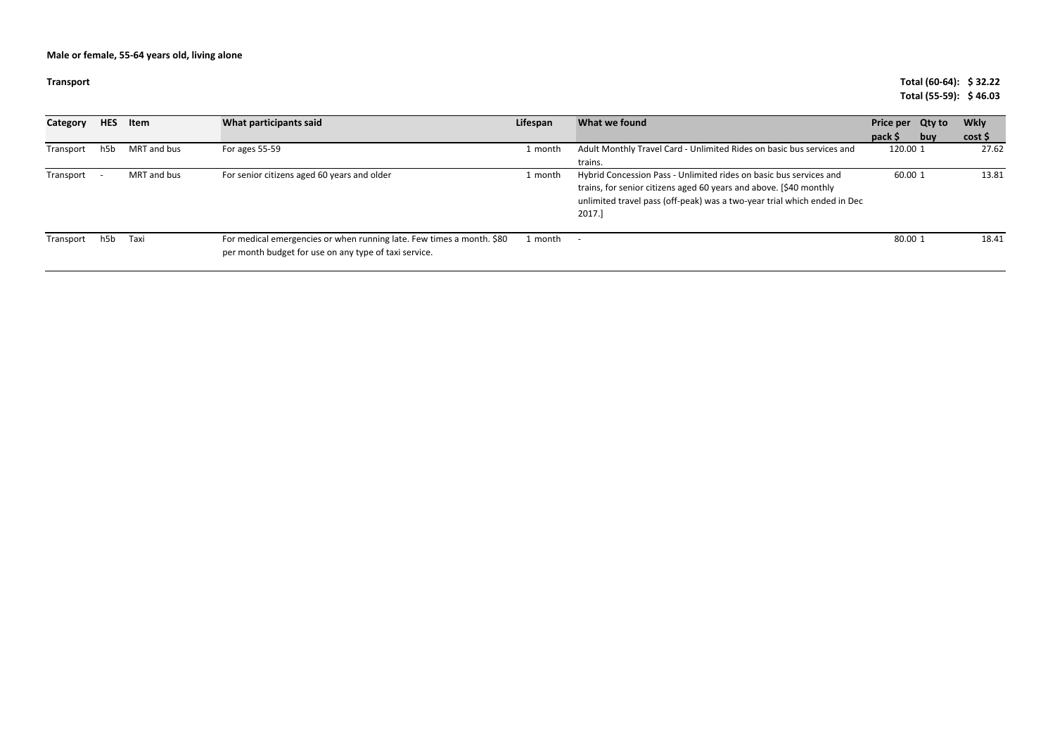**Male or female, 55-64 years old, living alone**

**Transport**

**Total (60-64): $ 32.22**
**Total (55-59): $ 46.03**

| Category | HES | Item | What participants said | Lifespan | What we found | Price per pack $ | Qty to buy | Wkly cost $ |
|---|---|---|---|---|---|---|---|---|
| Transport | h5b | MRT and bus | For ages 55-59 | 1 month | Adult Monthly Travel Card - Unlimited Rides on basic bus services and trains. | 120.00 | 1 | 27.62 |
| Transport | - | MRT and bus | For senior citizens aged 60 years and older | 1 month | Hybrid Concession Pass - Unlimited rides on basic bus services and trains, for senior citizens aged 60 years and above. [$40 monthly unlimited travel pass (off-peak) was a two-year trial which ended in Dec 2017.] | 60.00 | 1 | 13.81 |
| Transport | h5b | Taxi | For medical emergencies or when running late. Few times a month. $80 per month budget for use on any type of taxi service. | 1 month | - | 80.00 | 1 | 18.41 |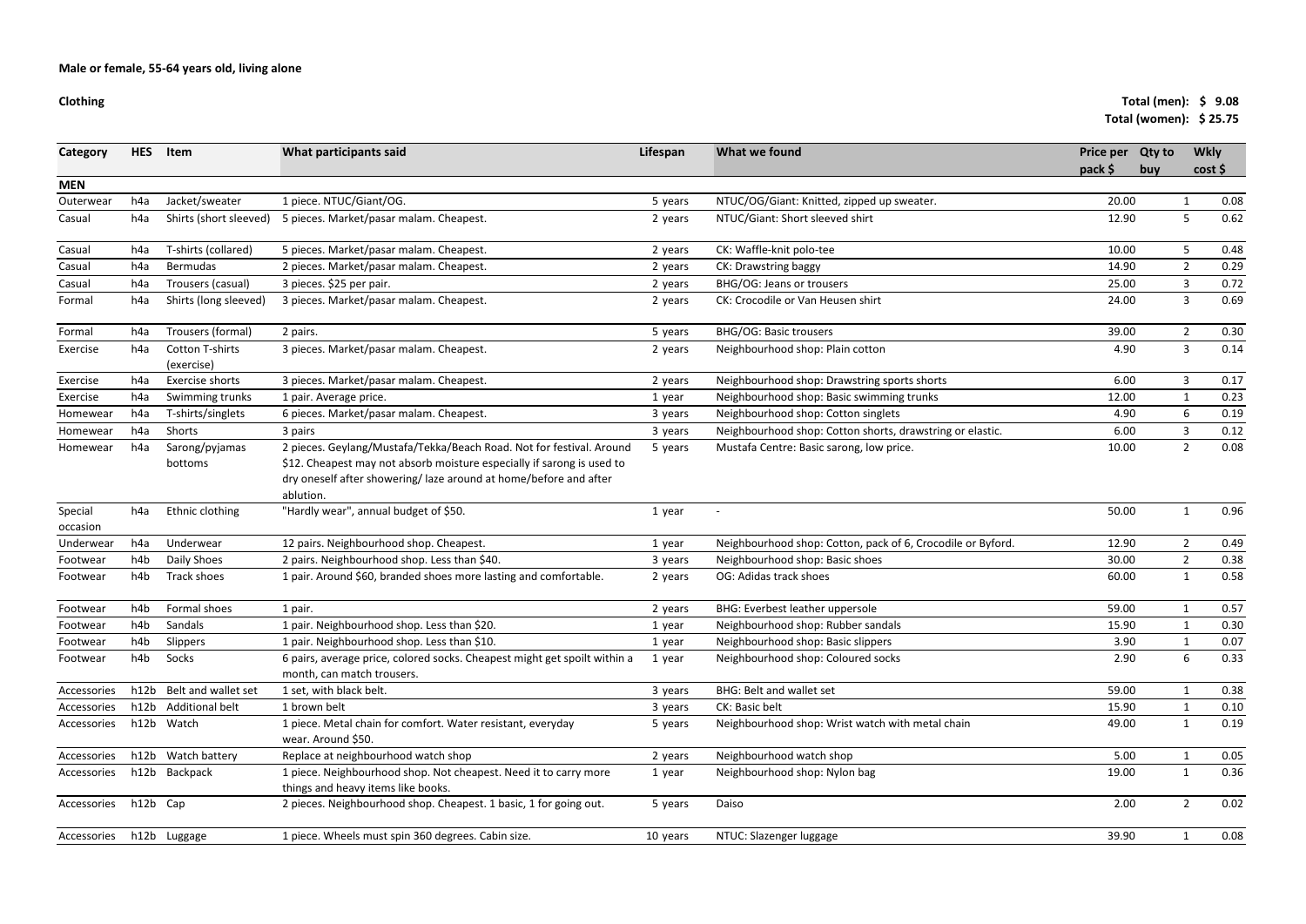**Male or female, 55-64 years old, living alone**

**Clothing**

**Total (men): $ 9.08**
**Total (women): $ 25.75**

| Category | HES | Item | What participants said | Lifespan | What we found | Price per pack $ | Qty to buy | Wkly cost $ |
|---|---|---|---|---|---|---|---|---|
| **MEN** | | | | | | | | |
| Outerwear | h4a | Jacket/sweater | 1 piece. NTUC/Giant/OG. | 5 years | NTUC/OG/Giant: Knitted, zipped up sweater. | 20.00 | 1 | 0.08 |
| Casual | h4a | Shirts (short sleeved) | 5 pieces. Market/pasar malam. Cheapest. | 2 years | NTUC/Giant: Short sleeved shirt | 12.90 | 5 | 0.62 |
| Casual | h4a | T-shirts (collared) | 5 pieces. Market/pasar malam. Cheapest. | 2 years | CK: Waffle-knit polo-tee | 10.00 | 5 | 0.48 |
| Casual | h4a | Bermudas | 2 pieces. Market/pasar malam. Cheapest. | 2 years | CK: Drawstring baggy | 14.90 | 2 | 0.29 |
| Casual | h4a | Trousers (casual) | 3 pieces. $25 per pair. | 2 years | BHG/OG: Jeans or trousers | 25.00 | 3 | 0.72 |
| Formal | h4a | Shirts (long sleeved) | 3 pieces. Market/pasar malam. Cheapest. | 2 years | CK: Crocodile or Van Heusen shirt | 24.00 | 3 | 0.69 |
| Formal | h4a | Trousers (formal) | 2 pairs. | 5 years | BHG/OG: Basic trousers | 39.00 | 2 | 0.30 |
| Exercise | h4a | Cotton T-shirts (exercise) | 3 pieces. Market/pasar malam. Cheapest. | 2 years | Neighbourhood shop: Plain cotton | 4.90 | 3 | 0.14 |
| Exercise | h4a | Exercise shorts | 3 pieces. Market/pasar malam. Cheapest. | 2 years | Neighbourhood shop: Drawstring sports shorts | 6.00 | 3 | 0.17 |
| Exercise | h4a | Swimming trunks | 1 pair. Average price. | 1 year | Neighbourhood shop: Basic swimming trunks | 12.00 | 1 | 0.23 |
| Homewear | h4a | T-shirts/singlets | 6 pieces. Market/pasar malam. Cheapest. | 3 years | Neighbourhood shop: Cotton singlets | 4.90 | 6 | 0.19 |
| Homewear | h4a | Shorts | 3 pairs | 3 years | Neighbourhood shop: Cotton shorts, drawstring or elastic. | 6.00 | 3 | 0.12 |
| Homewear | h4a | Sarong/pyjamas bottoms | 2 pieces. Geylang/Mustafa/Tekka/Beach Road. Not for festival. Around $12. Cheapest may not absorb moisture especially if sarong is used to dry oneself after showering/ laze around at home/before and after ablution. | 5 years | Mustafa Centre: Basic sarong, low price. | 10.00 | 2 | 0.08 |
| Special occasion | h4a | Ethnic clothing | "Hardly wear", annual budget of $50. | 1 year | - | 50.00 | 1 | 0.96 |
| Underwear | h4a | Underwear | 12 pairs. Neighbourhood shop. Cheapest. | 1 year | Neighbourhood shop: Cotton, pack of 6, Crocodile or Byford. | 12.90 | 2 | 0.49 |
| Footwear | h4b | Daily Shoes | 2 pairs. Neighbourhood shop. Less than $40. | 3 years | Neighbourhood shop: Basic shoes | 30.00 | 2 | 0.38 |
| Footwear | h4b | Track shoes | 1 pair. Around $60, branded shoes more lasting and comfortable. | 2 years | OG: Adidas track shoes | 60.00 | 1 | 0.58 |
| Footwear | h4b | Formal shoes | 1 pair. | 2 years | BHG: Everbest leather uppersole | 59.00 | 1 | 0.57 |
| Footwear | h4b | Sandals | 1 pair. Neighbourhood shop. Less than $20. | 1 year | Neighbourhood shop: Rubber sandals | 15.90 | 1 | 0.30 |
| Footwear | h4b | Slippers | 1 pair. Neighbourhood shop. Less than $10. | 1 year | Neighbourhood shop: Basic slippers | 3.90 | 1 | 0.07 |
| Footwear | h4b | Socks | 6 pairs, average price, colored socks. Cheapest might get spoilt within a month, can match trousers. | 1 year | Neighbourhood shop: Coloured socks | 2.90 | 6 | 0.33 |
| Accessories | h12b | Belt and wallet set | 1 set, with black belt. | 3 years | BHG: Belt and wallet set | 59.00 | 1 | 0.38 |
| Accessories | h12b | Additional belt | 1 brown belt | 3 years | CK: Basic belt | 15.90 | 1 | 0.10 |
| Accessories | h12b | Watch | 1 piece. Metal chain for comfort. Water resistant, everyday wear. Around $50. | 5 years | Neighbourhood shop: Wrist watch with metal chain | 49.00 | 1 | 0.19 |
| Accessories | h12b | Watch battery | Replace at neighbourhood watch shop | 2 years | Neighbourhood watch shop | 5.00 | 1 | 0.05 |
| Accessories | h12b | Backpack | 1 piece. Neighbourhood shop. Not cheapest. Need it to carry more things and heavy items like books. | 1 year | Neighbourhood shop: Nylon bag | 19.00 | 1 | 0.36 |
| Accessories | h12b | Cap | 2 pieces. Neighbourhood shop. Cheapest. 1 basic, 1 for going out. | 5 years | Daiso | 2.00 | 2 | 0.02 |
| Accessories | h12b | Luggage | 1 piece. Wheels must spin 360 degrees. Cabin size. | 10 years | NTUC: Slazenger luggage | 39.90 | 1 | 0.08 |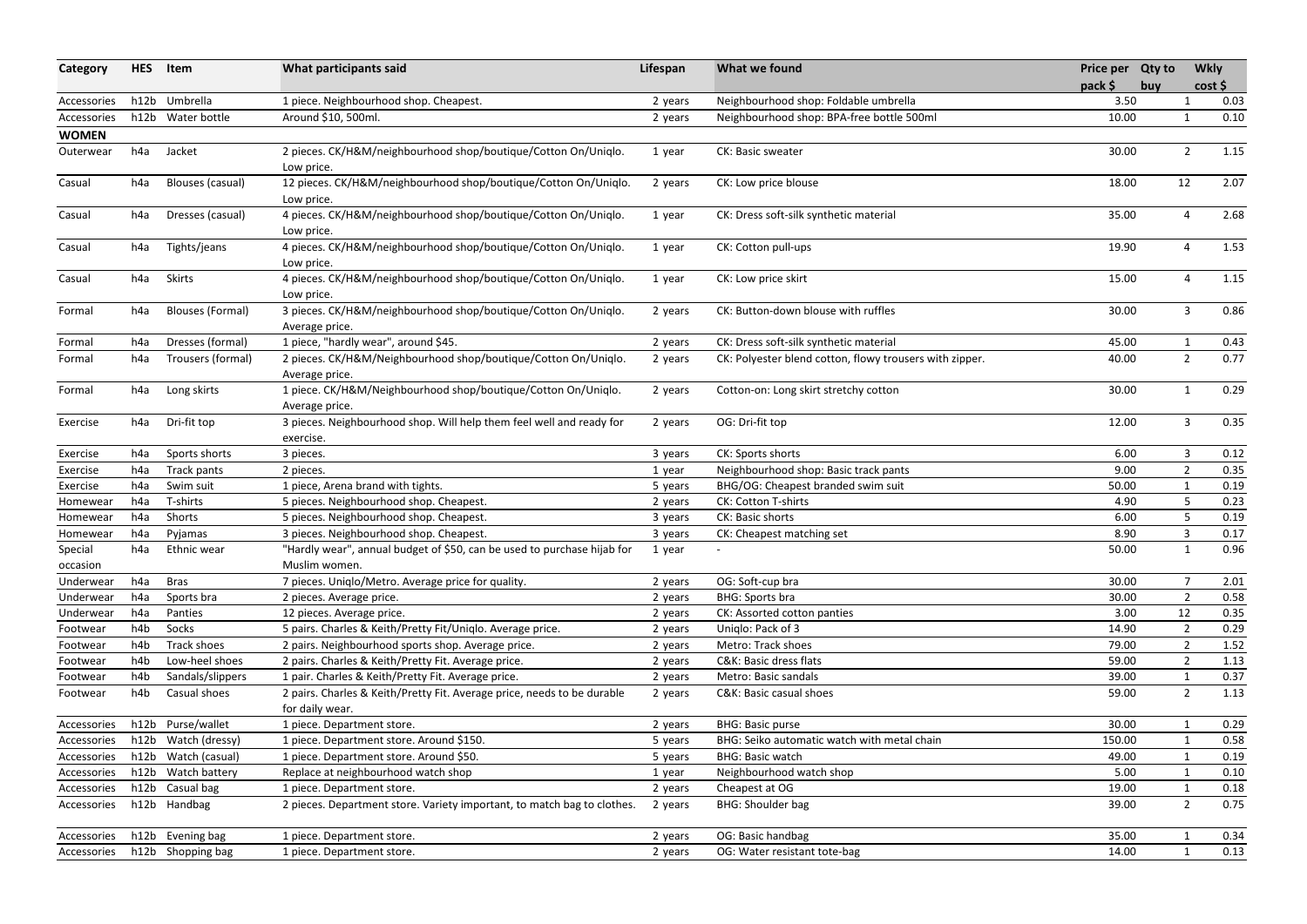| Category | HES | Item | What participants said | Lifespan | What we found | Price per pack $ | Qty to buy | Wkly cost $ |
|---|---|---|---|---|---|---|---|---|
| Accessories | h12b | Umbrella | 1 piece. Neighbourhood shop. Cheapest. | 2 years | Neighbourhood shop: Foldable umbrella | 3.50 | 1 | 0.03 |
| Accessories | h12b | Water bottle | Around $10, 500ml. | 2 years | Neighbourhood shop: BPA-free bottle 500ml | 10.00 | 1 | 0.10 |
| **WOMEN** | | | | | | | | |
| Outerwear | h4a | Jacket | 2 pieces. CK/H&M/neighbourhood shop/boutique/Cotton On/Uniqlo. Low price. | 1 year | CK: Basic sweater | 30.00 | 2 | 1.15 |
| Casual | h4a | Blouses (casual) | 12 pieces. CK/H&M/neighbourhood shop/boutique/Cotton On/Uniqlo. Low price. | 2 years | CK: Low price blouse | 18.00 | 12 | 2.07 |
| Casual | h4a | Dresses (casual) | 4 pieces. CK/H&M/neighbourhood shop/boutique/Cotton On/Uniqlo. Low price. | 1 year | CK: Dress soft-silk synthetic material | 35.00 | 4 | 2.68 |
| Casual | h4a | Tights/jeans | 4 pieces. CK/H&M/neighbourhood shop/boutique/Cotton On/Uniqlo. Low price. | 1 year | CK: Cotton pull-ups | 19.90 | 4 | 1.53 |
| Casual | h4a | Skirts | 4 pieces. CK/H&M/neighbourhood shop/boutique/Cotton On/Uniqlo. Low price. | 1 year | CK: Low price skirt | 15.00 | 4 | 1.15 |
| Formal | h4a | Blouses (Formal) | 3 pieces. CK/H&M/neighbourhood shop/boutique/Cotton On/Uniqlo. Average price. | 2 years | CK: Button-down blouse with ruffles | 30.00 | 3 | 0.86 |
| Formal | h4a | Dresses (formal) | 1 piece, "hardly wear", around $45. | 2 years | CK: Dress soft-silk synthetic material | 45.00 | 1 | 0.43 |
| Formal | h4a | Trousers (formal) | 2 pieces. CK/H&M/Neighbourhood shop/boutique/Cotton On/Uniqlo. Average price. | 2 years | CK: Polyester blend cotton, flowy trousers with zipper. | 40.00 | 2 | 0.77 |
| Formal | h4a | Long skirts | 1 piece. CK/H&M/Neighbourhood shop/boutique/Cotton On/Uniqlo. Average price. | 2 years | Cotton-on: Long skirt stretchy cotton | 30.00 | 1 | 0.29 |
| Exercise | h4a | Dri-fit top | 3 pieces. Neighbourhood shop. Will help them feel well and ready for exercise. | 2 years | OG: Dri-fit top | 12.00 | 3 | 0.35 |
| Exercise | h4a | Sports shorts | 3 pieces. | 3 years | CK: Sports shorts | 6.00 | 3 | 0.12 |
| Exercise | h4a | Track pants | 2 pieces. | 1 year | Neighbourhood shop: Basic track pants | 9.00 | 2 | 0.35 |
| Exercise | h4a | Swim suit | 1 piece, Arena brand with tights. | 5 years | BHG/OG: Cheapest branded swim suit | 50.00 | 1 | 0.19 |
| Homewear | h4a | T-shirts | 5 pieces. Neighbourhood shop. Cheapest. | 2 years | CK: Cotton T-shirts | 4.90 | 5 | 0.23 |
| Homewear | h4a | Shorts | 5 pieces. Neighbourhood shop. Cheapest. | 3 years | CK: Basic shorts | 6.00 | 5 | 0.19 |
| Homewear | h4a | Pyjamas | 3 pieces. Neighbourhood shop. Cheapest. | 3 years | CK: Cheapest matching set | 8.90 | 3 | 0.17 |
| Special occasion | h4a | Ethnic wear | "Hardly wear", annual budget of $50, can be used to purchase hijab for Muslim women. | 1 year | - | 50.00 | 1 | 0.96 |
| Underwear | h4a | Bras | 7 pieces. Uniqlo/Metro. Average price for quality. | 2 years | OG: Soft-cup bra | 30.00 | 7 | 2.01 |
| Underwear | h4a | Sports bra | 2 pieces. Average price. | 2 years | BHG: Sports bra | 30.00 | 2 | 0.58 |
| Underwear | h4a | Panties | 12 pieces. Average price. | 2 years | CK: Assorted cotton panties | 3.00 | 12 | 0.35 |
| Footwear | h4b | Socks | 5 pairs. Charles & Keith/Pretty Fit/Uniqlo. Average price. | 2 years | Uniqlo: Pack of 3 | 14.90 | 2 | 0.29 |
| Footwear | h4b | Track shoes | 2 pairs. Neighbourhood sports shop. Average price. | 2 years | Metro: Track shoes | 79.00 | 2 | 1.52 |
| Footwear | h4b | Low-heel shoes | 2 pairs. Charles & Keith/Pretty Fit. Average price. | 2 years | C&K: Basic dress flats | 59.00 | 2 | 1.13 |
| Footwear | h4b | Sandals/slippers | 1 pair. Charles & Keith/Pretty Fit. Average price. | 2 years | Metro: Basic sandals | 39.00 | 1 | 0.37 |
| Footwear | h4b | Casual shoes | 2 pairs. Charles & Keith/Pretty Fit. Average price, needs to be durable for daily wear. | 2 years | C&K: Basic casual shoes | 59.00 | 2 | 1.13 |
| Accessories | h12b | Purse/wallet | 1 piece. Department store. | 2 years | BHG: Basic purse | 30.00 | 1 | 0.29 |
| Accessories | h12b | Watch (dressy) | 1 piece. Department store. Around $150. | 5 years | BHG: Seiko automatic watch with metal chain | 150.00 | 1 | 0.58 |
| Accessories | h12b | Watch (casual) | 1 piece. Department store. Around $50. | 5 years | BHG: Basic watch | 49.00 | 1 | 0.19 |
| Accessories | h12b | Watch battery | Replace at neighbourhood watch shop | 1 year | Neighbourhood watch shop | 5.00 | 1 | 0.10 |
| Accessories | h12b | Casual bag | 1 piece. Department store. | 2 years | Cheapest at OG | 19.00 | 1 | 0.18 |
| Accessories | h12b | Handbag | 2 pieces. Department store. Variety important, to match bag to clothes. | 2 years | BHG: Shoulder bag | 39.00 | 2 | 0.75 |
| Accessories | h12b | Evening bag | 1 piece. Department store. | 2 years | OG: Basic handbag | 35.00 | 1 | 0.34 |
| Accessories | h12b | Shopping bag | 1 piece. Department store. | 2 years | OG: Water resistant tote-bag | 14.00 | 1 | 0.13 |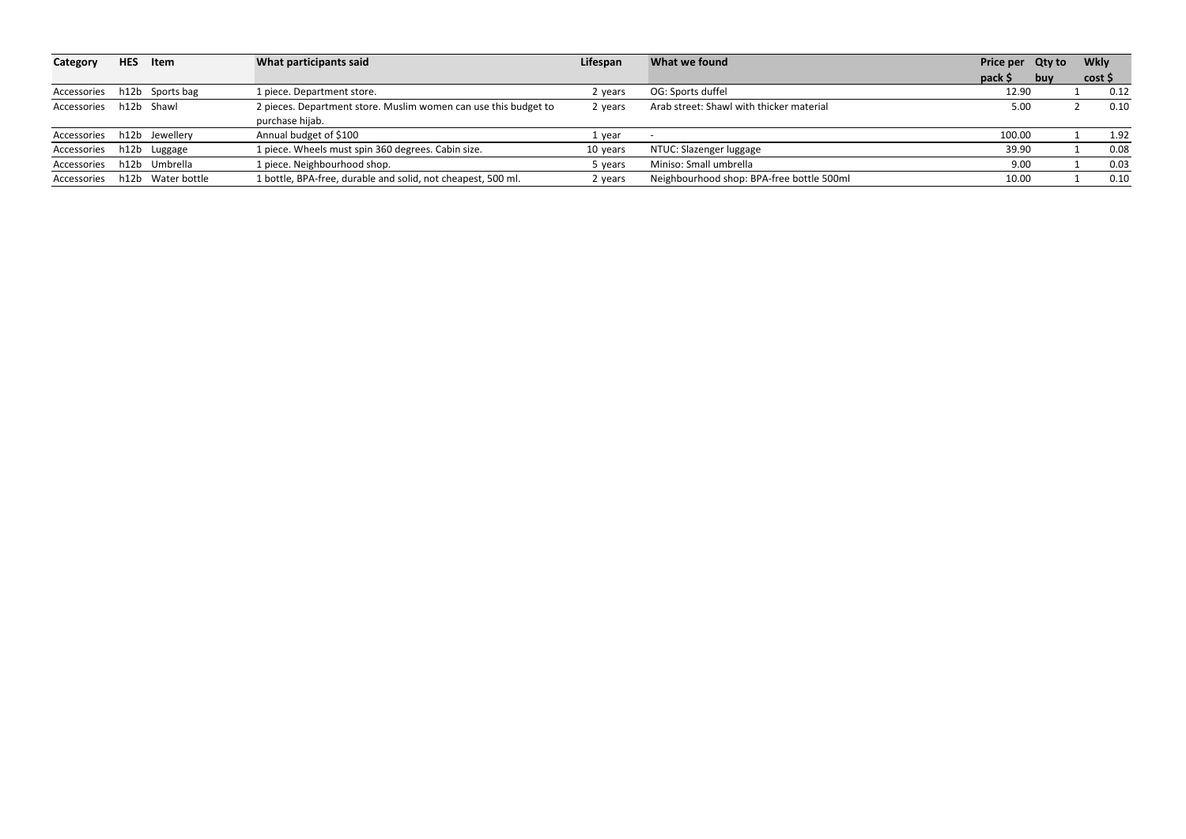| Category | HES | Item | What participants said | Lifespan | What we found | Price per pack $ | Qty to buy | Wkly cost $ |
|---|---|---|---|---|---|---|---|---|
| Accessories | h12b | Sports bag | 1 piece. Department store. | 2 years | OG: Sports duffel | 12.90 | 1 | 0.12 |
| Accessories | h12b | Shawl | 2 pieces. Department store. Muslim women can use this budget to purchase hijab. | 2 years | Arab street: Shawl with thicker material | 5.00 | 2 | 0.10 |
| Accessories | h12b | Jewellery | Annual budget of $100 | 1 year | - | 100.00 | 1 | 1.92 |
| Accessories | h12b | Luggage | 1 piece. Wheels must spin 360 degrees. Cabin size. | 10 years | NTUC: Slazenger luggage | 39.90 | 1 | 0.08 |
| Accessories | h12b | Umbrella | 1 piece. Neighbourhood shop. | 5 years | Miniso: Small umbrella | 9.00 | 1 | 0.03 |
| Accessories | h12b | Water bottle | 1 bottle, BPA-free, durable and solid, not cheapest, 500 ml. | 2 years | Neighbourhood shop: BPA-free bottle 500ml | 10.00 | 1 | 0.10 |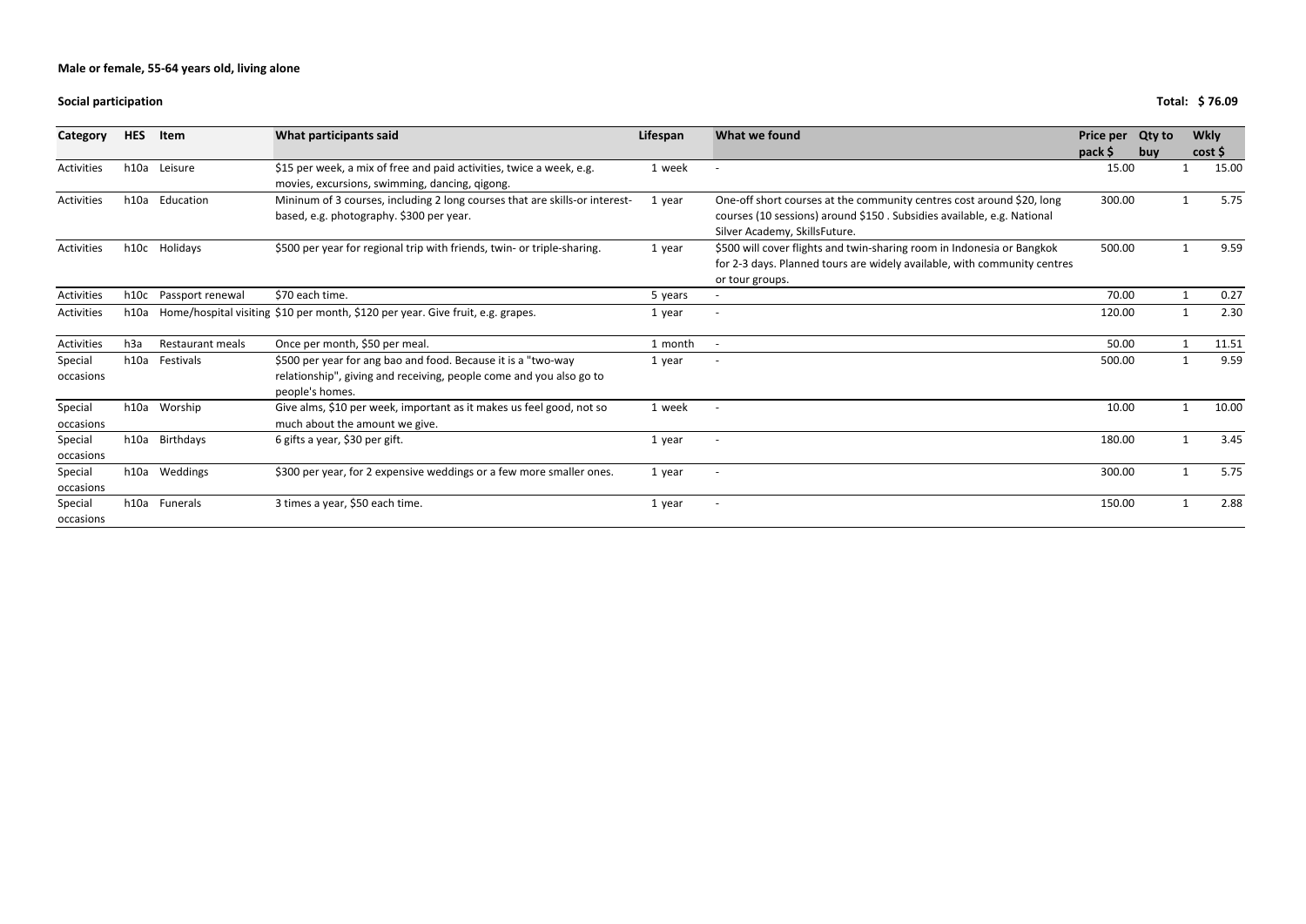**Male or female, 55-64 years old, living alone**

**Social participation** **Total: $ 76.09**

| Category | HES | Item | What participants said | Lifespan | What we found | Price per pack $ | Qty to buy | Wkly cost $ |
|---|---|---|---|---|---|---|---|---|
| Activities | h10a | Leisure | $15 per week, a mix of free and paid activities, twice a week, e.g. movies, excursions, swimming, dancing, qigong. | 1 week | - | 15.00 | 1 | 15.00 |
| Activities | h10a | Education | Mininum of 3 courses, including 2 long courses that are skills-or interest-based, e.g. photography. $300 per year. | 1 year | One-off short courses at the community centres cost around $20, long courses (10 sessions) around $150 . Subsidies available, e.g. National Silver Academy, SkillsFuture. | 300.00 | 1 | 5.75 |
| Activities | h10c | Holidays | $500 per year for regional trip with friends, twin- or triple-sharing. | 1 year | $500 will cover flights and twin-sharing room in Indonesia or Bangkok for 2-3 days. Planned tours are widely available, with community centres or tour groups. | 500.00 | 1 | 9.59 |
| Activities | h10c | Passport renewal | $70 each time. | 5 years | - | 70.00 | 1 | 0.27 |
| Activities | h10a | Home/hospital visiting | $10 per month, $120 per year. Give fruit, e.g. grapes. | 1 year | - | 120.00 | 1 | 2.30 |
| Activities | h3a | Restaurant meals | Once per month, $50 per meal. | 1 month | - | 50.00 | 1 | 11.51 |
| Special occasions | h10a | Festivals | $500 per year for ang bao and food. Because it is a "two-way relationship", giving and receiving, people come and you also go to people's homes. | 1 year | - | 500.00 | 1 | 9.59 |
| Special occasions | h10a | Worship | Give alms, $10 per week, important as it makes us feel good, not so much about the amount we give. | 1 week | - | 10.00 | 1 | 10.00 |
| Special occasions | h10a | Birthdays | 6 gifts a year, $30 per gift. | 1 year | - | 180.00 | 1 | 3.45 |
| Special occasions | h10a | Weddings | $300 per year, for 2 expensive weddings or a few more smaller ones. | 1 year | - | 300.00 | 1 | 5.75 |
| Special occasions | h10a | Funerals | 3 times a year, $50 each time. | 1 year | - | 150.00 | 1 | 2.88 |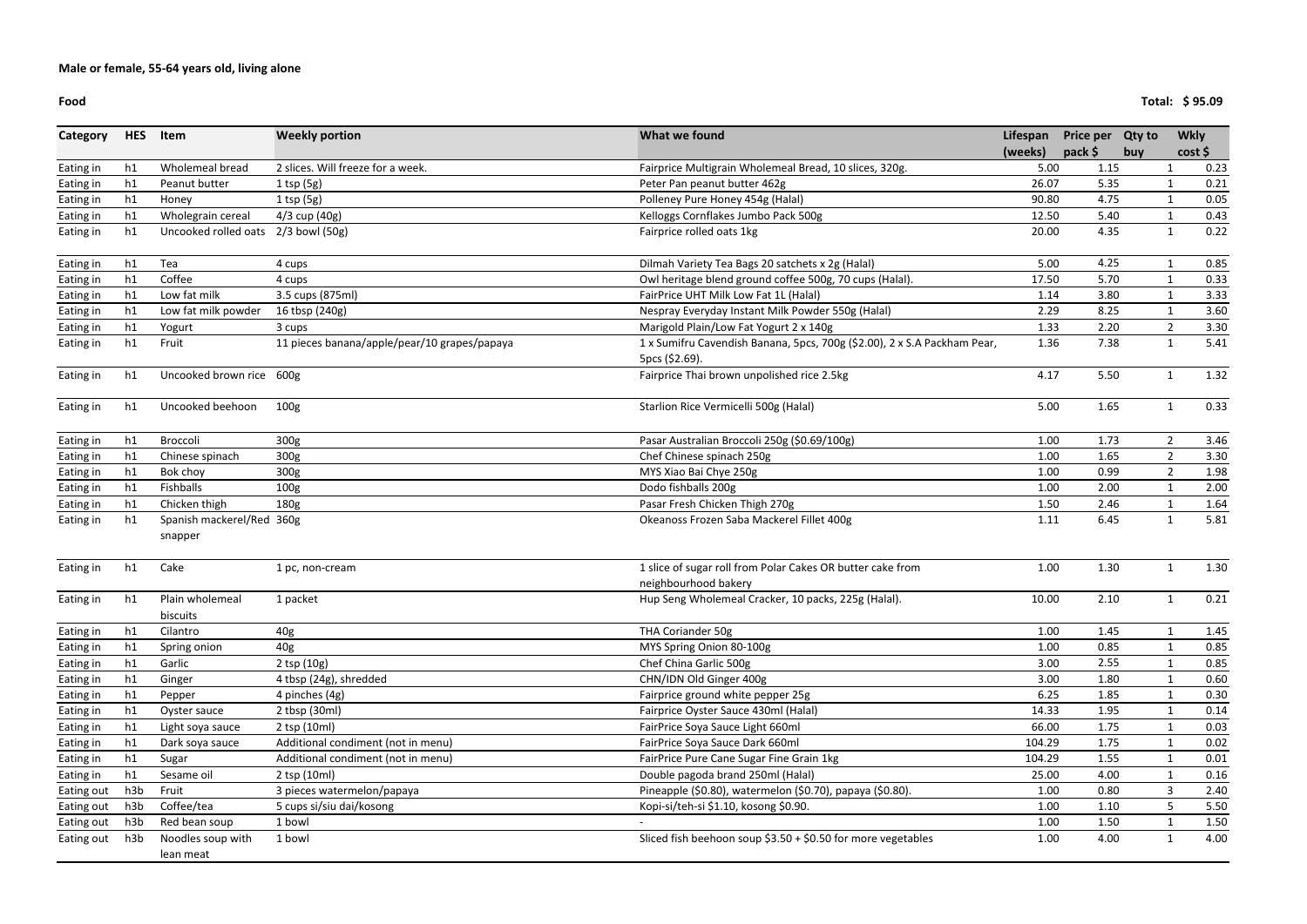**Male or female, 55-64 years old, living alone**

**Food** **Total: $ 95.09**

| Category | HES | Item | Weekly portion | What we found | Lifespan (weeks) | Price per pack $ | Qty to buy | Wkly cost $ |
|---|---|---|---|---|---|---|---|---|
| Eating in | h1 | Wholemeal bread | 2 slices. Will freeze for a week. | Fairprice Multigrain Wholemeal Bread, 10 slices, 320g. | 5.00 | 1.15 | 1 | 0.23 |
| Eating in | h1 | Peanut butter | 1 tsp (5g) | Peter Pan peanut butter 462g | 26.07 | 5.35 | 1 | 0.21 |
| Eating in | h1 | Honey | 1 tsp (5g) | Polleney Pure Honey 454g (Halal) | 90.80 | 4.75 | 1 | 0.05 |
| Eating in | h1 | Wholegrain cereal | 4/3 cup (40g) | Kelloggs Cornflakes Jumbo Pack 500g | 12.50 | 5.40 | 1 | 0.43 |
| Eating in | h1 | Uncooked rolled oats | 2/3 bowl (50g) | Fairprice rolled oats 1kg | 20.00 | 4.35 | 1 | 0.22 |
| Eating in | h1 | Tea | 4 cups | Dilmah Variety Tea Bags 20 satchets x 2g (Halal) | 5.00 | 4.25 | 1 | 0.85 |
| Eating in | h1 | Coffee | 4 cups | Owl heritage blend ground coffee 500g, 70 cups (Halal). | 17.50 | 5.70 | 1 | 0.33 |
| Eating in | h1 | Low fat milk | 3.5 cups (875ml) | FairPrice UHT Milk Low Fat 1L (Halal) | 1.14 | 3.80 | 1 | 3.33 |
| Eating in | h1 | Low fat milk powder | 16 tbsp (240g) | Nespray Everyday Instant Milk Powder 550g (Halal) | 2.29 | 8.25 | 1 | 3.60 |
| Eating in | h1 | Yogurt | 3 cups | Marigold Plain/Low Fat Yogurt 2 x 140g | 1.33 | 2.20 | 2 | 3.30 |
| Eating in | h1 | Fruit | 11 pieces banana/apple/pear/10 grapes/papaya | 1 x Sumifru Cavendish Banana, 5pcs, 700g ($2.00), 2 x S.A Packham Pear, 5pcs ($2.69). | 1.36 | 7.38 | 1 | 5.41 |
| Eating in | h1 | Uncooked brown rice | 600g | Fairprice Thai brown unpolished rice 2.5kg | 4.17 | 5.50 | 1 | 1.32 |
| Eating in | h1 | Uncooked beehoon | 100g | Starlion Rice Vermicelli 500g (Halal) | 5.00 | 1.65 | 1 | 0.33 |
| Eating in | h1 | Broccoli | 300g | Pasar Australian Broccoli 250g ($0.69/100g) | 1.00 | 1.73 | 2 | 3.46 |
| Eating in | h1 | Chinese spinach | 300g | Chef Chinese spinach 250g | 1.00 | 1.65 | 2 | 3.30 |
| Eating in | h1 | Bok choy | 300g | MYS Xiao Bai Chye 250g | 1.00 | 0.99 | 2 | 1.98 |
| Eating in | h1 | Fishballs | 100g | Dodo fishballs 200g | 1.00 | 2.00 | 1 | 2.00 |
| Eating in | h1 | Chicken thigh | 180g | Pasar Fresh Chicken Thigh 270g | 1.50 | 2.46 | 1 | 1.64 |
| Eating in | h1 | Spanish mackerel/Red snapper | 360g | Okeanoss Frozen Saba Mackerel Fillet 400g | 1.11 | 6.45 | 1 | 5.81 |
| Eating in | h1 | Cake | 1 pc, non-cream | 1 slice of sugar roll from Polar Cakes OR butter cake from neighbourhood bakery | 1.00 | 1.30 | 1 | 1.30 |
| Eating in | h1 | Plain wholemeal biscuits | 1 packet | Hup Seng Wholemeal Cracker, 10 packs, 225g (Halal). | 10.00 | 2.10 | 1 | 0.21 |
| Eating in | h1 | Cilantro | 40g | THA Coriander 50g | 1.00 | 1.45 | 1 | 1.45 |
| Eating in | h1 | Spring onion | 40g | MYS Spring Onion 80-100g | 1.00 | 0.85 | 1 | 0.85 |
| Eating in | h1 | Garlic | 2 tsp (10g) | Chef China Garlic 500g | 3.00 | 2.55 | 1 | 0.85 |
| Eating in | h1 | Ginger | 4 tbsp (24g), shredded | CHN/IDN Old Ginger 400g | 3.00 | 1.80 | 1 | 0.60 |
| Eating in | h1 | Pepper | 4 pinches (4g) | Fairprice ground white pepper 25g | 6.25 | 1.85 | 1 | 0.30 |
| Eating in | h1 | Oyster sauce | 2 tbsp (30ml) | Fairprice Oyster Sauce 430ml (Halal) | 14.33 | 1.95 | 1 | 0.14 |
| Eating in | h1 | Light soya sauce | 2 tsp (10ml) | FairPrice Soya Sauce Light 660ml | 66.00 | 1.75 | 1 | 0.03 |
| Eating in | h1 | Dark soya sauce | Additional condiment (not in menu) | FairPrice Soya Sauce Dark 660ml | 104.29 | 1.75 | 1 | 0.02 |
| Eating in | h1 | Sugar | Additional condiment (not in menu) | FairPrice Pure Cane Sugar Fine Grain 1kg | 104.29 | 1.55 | 1 | 0.01 |
| Eating in | h1 | Sesame oil | 2 tsp (10ml) | Double pagoda brand 250ml (Halal) | 25.00 | 4.00 | 1 | 0.16 |
| Eating out | h3b | Fruit | 3 pieces watermelon/papaya | Pineapple ($0.80), watermelon ($0.70), papaya ($0.80). | 1.00 | 0.80 | 3 | 2.40 |
| Eating out | h3b | Coffee/tea | 5 cups si/siu dai/kosong | Kopi-si/teh-si $1.10, kosong $0.90. | 1.00 | 1.10 | 5 | 5.50 |
| Eating out | h3b | Red bean soup | 1 bowl | - | 1.00 | 1.50 | 1 | 1.50 |
| Eating out | h3b | Noodles soup with lean meat | 1 bowl | Sliced fish beehoon soup $3.50 + $0.50 for more vegetables | 1.00 | 4.00 | 1 | 4.00 |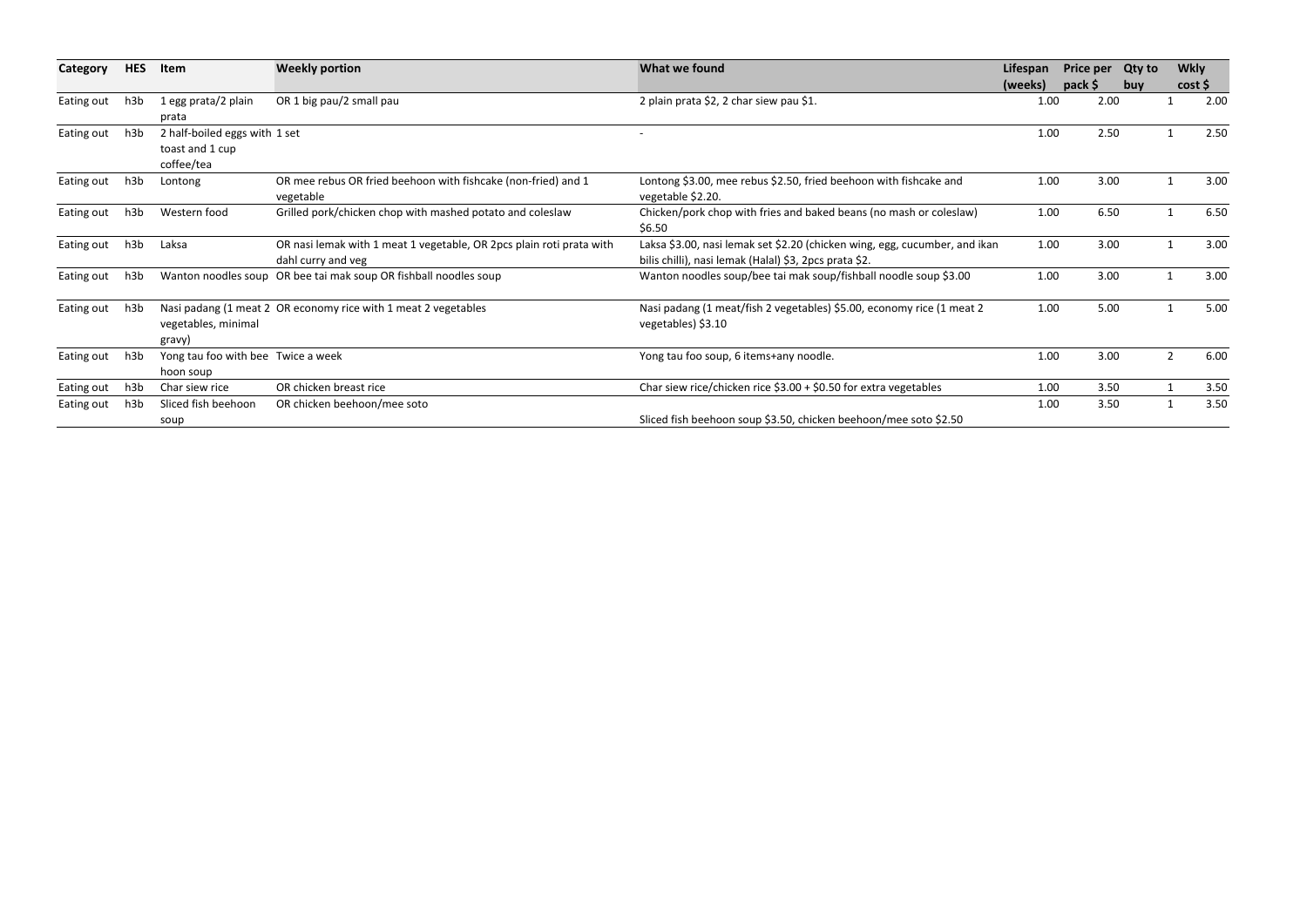| Category | HES | Item | Weekly portion | What we found | Lifespan (weeks) | Price per pack $ | Qty to buy | Wkly cost $ |
|---|---|---|---|---|---|---|---|---|
| Eating out | h3b | 1 egg prata/2 plain prata | OR 1 big pau/2 small pau | 2 plain prata $2, 2 char siew pau $1. | 1.00 | 2.00 | 1 | 2.00 |
| Eating out | h3b | 2 half-boiled eggs with 1 set toast and 1 cup coffee/tea | | - | 1.00 | 2.50 | 1 | 2.50 |
| Eating out | h3b | Lontong | OR mee rebus OR fried beehoon with fishcake (non-fried) and 1 vegetable | Lontong $3.00, mee rebus $2.50, fried beehoon with fishcake and vegetable $2.20. | 1.00 | 3.00 | 1 | 3.00 |
| Eating out | h3b | Western food | Grilled pork/chicken chop with mashed potato and coleslaw | Chicken/pork chop with fries and baked beans (no mash or coleslaw) $6.50 | 1.00 | 6.50 | 1 | 6.50 |
| Eating out | h3b | Laksa | OR nasi lemak with 1 meat 1 vegetable, OR 2pcs plain roti prata with dahl curry and veg | Laksa $3.00, nasi lemak set $2.20 (chicken wing, egg, cucumber, and ikan bilis chilli), nasi lemak (Halal) $3, 2pcs prata $2. | 1.00 | 3.00 | 1 | 3.00 |
| Eating out | h3b | Wanton noodles soup | OR bee tai mak soup OR fishball noodles soup | Wanton noodles soup/bee tai mak soup/fishball noodle soup $3.00 | 1.00 | 3.00 | 1 | 3.00 |
| Eating out | h3b | Nasi padang (1 meat 2 vegetables, minimal gravy) | OR economy rice with 1 meat 2 vegetables | Nasi padang (1 meat/fish 2 vegetables) $5.00, economy rice (1 meat 2 vegetables) $3.10 | 1.00 | 5.00 | 1 | 5.00 |
| Eating out | h3b | Yong tau foo with bee hoon soup | Twice a week | Yong tau foo soup, 6 items+any noodle. | 1.00 | 3.00 | 2 | 6.00 |
| Eating out | h3b | Char siew rice | OR chicken breast rice | Char siew rice/chicken rice $3.00 + $0.50 for extra vegetables | 1.00 | 3.50 | 1 | 3.50 |
| Eating out | h3b | Sliced fish beehoon soup | OR chicken beehoon/mee soto | Sliced fish beehoon soup $3.50, chicken beehoon/mee soto $2.50 | 1.00 | 3.50 | 1 | 3.50 |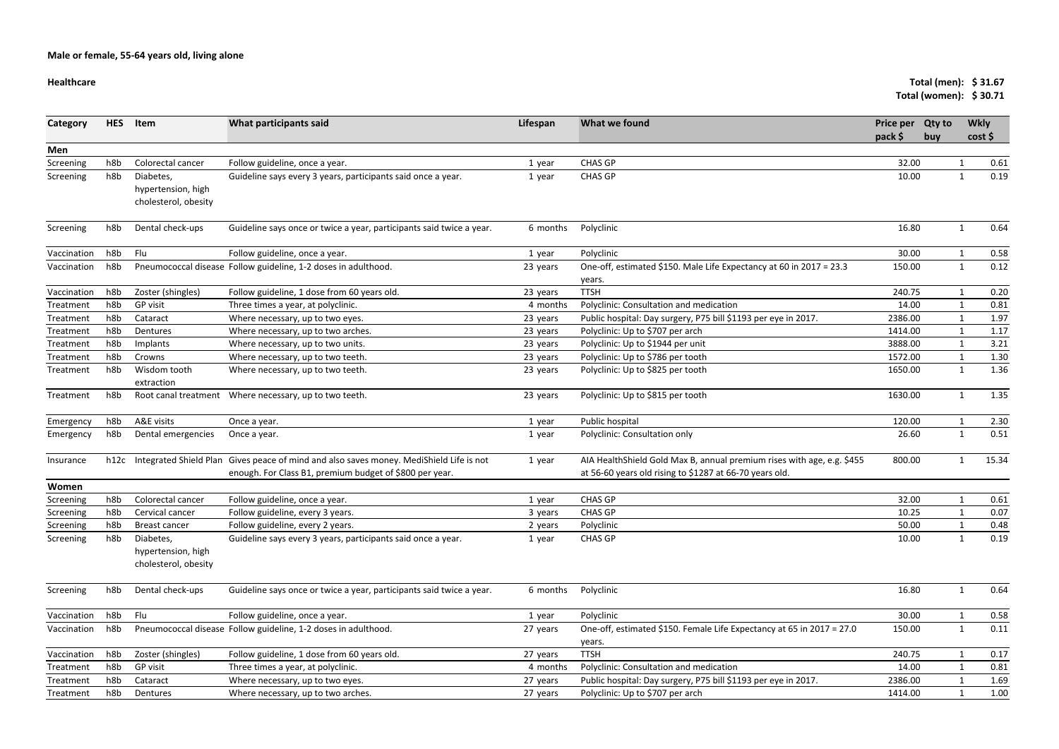**Male or female, 55-64 years old, living alone**

**Healthcare**

**Total (men): $ 31.67**
**Total (women): $ 30.71**

| Category | HES | Item | What participants said | Lifespan | What we found | Price per pack $ | Qty to buy | Wkly cost $ |
|---|---|---|---|---|---|---|---|---|
| **Men** | | | | | | | | |
| Screening | h8b | Colorectal cancer | Follow guideline, once a year. | 1 year | CHAS GP | 32.00 | 1 | 0.61 |
| Screening | h8b | Diabetes, hypertension, high cholesterol, obesity | Guideline says every 3 years, participants said once a year. | 1 year | CHAS GP | 10.00 | 1 | 0.19 |
| Screening | h8b | Dental check-ups | Guideline says once or twice a year, participants said twice a year. | 6 months | Polyclinic | 16.80 | 1 | 0.64 |
| Vaccination | h8b | Flu | Follow guideline, once a year. | 1 year | Polyclinic | 30.00 | 1 | 0.58 |
| Vaccination | h8b | Pneumococcal disease | Follow guideline, 1-2 doses in adulthood. | 23 years | One-off, estimated $150. Male Life Expectancy at 60 in 2017 = 23.3 years. | 150.00 | 1 | 0.12 |
| Vaccination | h8b | Zoster (shingles) | Follow guideline, 1 dose from 60 years old. | 23 years | TTSH | 240.75 | 1 | 0.20 |
| Treatment | h8b | GP visit | Three times a year, at polyclinic. | 4 months | Polyclinic: Consultation and medication | 14.00 | 1 | 0.81 |
| Treatment | h8b | Cataract | Where necessary, up to two eyes. | 23 years | Public hospital: Day surgery, P75 bill $1193 per eye in 2017. | 2386.00 | 1 | 1.97 |
| Treatment | h8b | Dentures | Where necessary, up to two arches. | 23 years | Polyclinic: Up to $707 per arch | 1414.00 | 1 | 1.17 |
| Treatment | h8b | Implants | Where necessary, up to two units. | 23 years | Polyclinic: Up to $1944 per unit | 3888.00 | 1 | 3.21 |
| Treatment | h8b | Crowns | Where necessary, up to two teeth. | 23 years | Polyclinic: Up to $786 per tooth | 1572.00 | 1 | 1.30 |
| Treatment | h8b | Wisdom tooth extraction | Where necessary, up to two teeth. | 23 years | Polyclinic: Up to $825 per tooth | 1650.00 | 1 | 1.36 |
| Treatment | h8b | Root canal treatment | Where necessary, up to two teeth. | 23 years | Polyclinic: Up to $815 per tooth | 1630.00 | 1 | 1.35 |
| Emergency | h8b | A&E visits | Once a year. | 1 year | Public hospital | 120.00 | 1 | 2.30 |
| Emergency | h8b | Dental emergencies | Once a year. | 1 year | Polyclinic: Consultation only | 26.60 | 1 | 0.51 |
| Insurance | h12c | Integrated Shield Plan | Gives peace of mind and also saves money. MediShield Life is not enough. For Class B1, premium budget of $800 per year. | 1 year | AIA HealthShield Gold Max B, annual premium rises with age, e.g. $455 at 56-60 years old rising to $1287 at 66-70 years old. | 800.00 | 1 | 15.34 |
| **Women** | | | | | | | | |
| Screening | h8b | Colorectal cancer | Follow guideline, once a year. | 1 year | CHAS GP | 32.00 | 1 | 0.61 |
| Screening | h8b | Cervical cancer | Follow guideline, every 3 years. | 3 years | CHAS GP | 10.25 | 1 | 0.07 |
| Screening | h8b | Breast cancer | Follow guideline, every 2 years. | 2 years | Polyclinic | 50.00 | 1 | 0.48 |
| Screening | h8b | Diabetes, hypertension, high cholesterol, obesity | Guideline says every 3 years, participants said once a year. | 1 year | CHAS GP | 10.00 | 1 | 0.19 |
| Screening | h8b | Dental check-ups | Guideline says once or twice a year, participants said twice a year. | 6 months | Polyclinic | 16.80 | 1 | 0.64 |
| Vaccination | h8b | Flu | Follow guideline, once a year. | 1 year | Polyclinic | 30.00 | 1 | 0.58 |
| Vaccination | h8b | Pneumococcal disease | Follow guideline, 1-2 doses in adulthood. | 27 years | One-off, estimated $150. Female Life Expectancy at 65 in 2017 = 27.0 years. | 150.00 | 1 | 0.11 |
| Vaccination | h8b | Zoster (shingles) | Follow guideline, 1 dose from 60 years old. | 27 years | TTSH | 240.75 | 1 | 0.17 |
| Treatment | h8b | GP visit | Three times a year, at polyclinic. | 4 months | Polyclinic: Consultation and medication | 14.00 | 1 | 0.81 |
| Treatment | h8b | Cataract | Where necessary, up to two eyes. | 27 years | Public hospital: Day surgery, P75 bill $1193 per eye in 2017. | 2386.00 | 1 | 1.69 |
| Treatment | h8b | Dentures | Where necessary, up to two arches. | 27 years | Polyclinic: Up to $707 per arch | 1414.00 | 1 | 1.00 |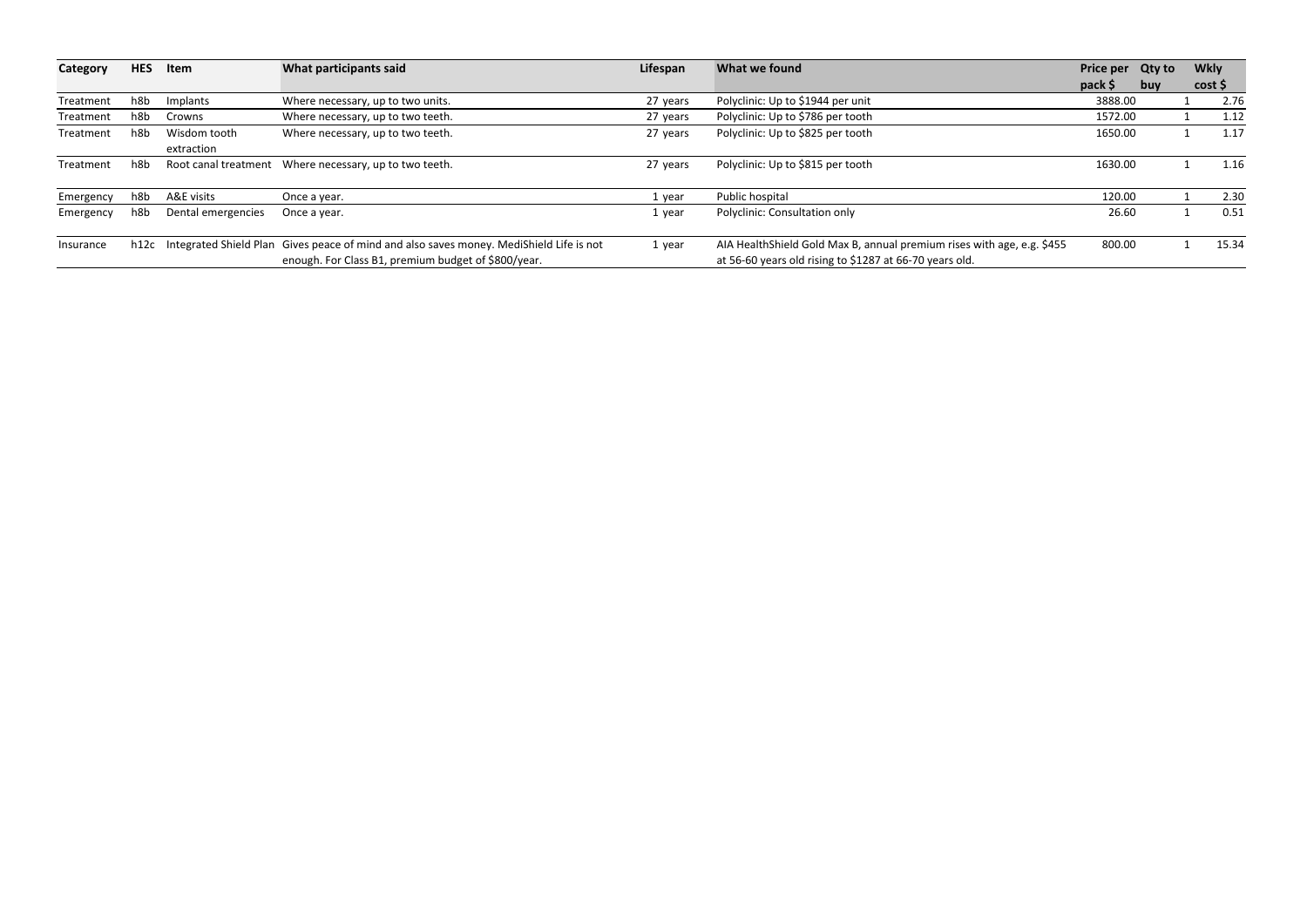| Category | HES | Item | What participants said | Lifespan | What we found | Price per pack $ | Qty to buy | Wkly cost $ |
|---|---|---|---|---|---|---|---|---|
| Treatment | h8b | Implants | Where necessary, up to two units. | 27 years | Polyclinic: Up to $1944 per unit | 3888.00 | 1 | 2.76 |
| Treatment | h8b | Crowns | Where necessary, up to two teeth. | 27 years | Polyclinic: Up to $786 per tooth | 1572.00 | 1 | 1.12 |
| Treatment | h8b | Wisdom tooth extraction | Where necessary, up to two teeth. | 27 years | Polyclinic: Up to $825 per tooth | 1650.00 | 1 | 1.17 |
| Treatment | h8b | Root canal treatment | Where necessary, up to two teeth. | 27 years | Polyclinic: Up to $815 per tooth | 1630.00 | 1 | 1.16 |
| Emergency | h8b | A&E visits | Once a year. | 1 year | Public hospital | 120.00 | 1 | 2.30 |
| Emergency | h8b | Dental emergencies | Once a year. | 1 year | Polyclinic: Consultation only | 26.60 | 1 | 0.51 |
| Insurance | h12c | Integrated Shield Plan | Gives peace of mind and also saves money. MediShield Life is not enough. For Class B1, premium budget of $800/year. | 1 year | AIA HealthShield Gold Max B, annual premium rises with age, e.g. $455 at 56-60 years old rising to $1287 at 66-70 years old. | 800.00 | 1 | 15.34 |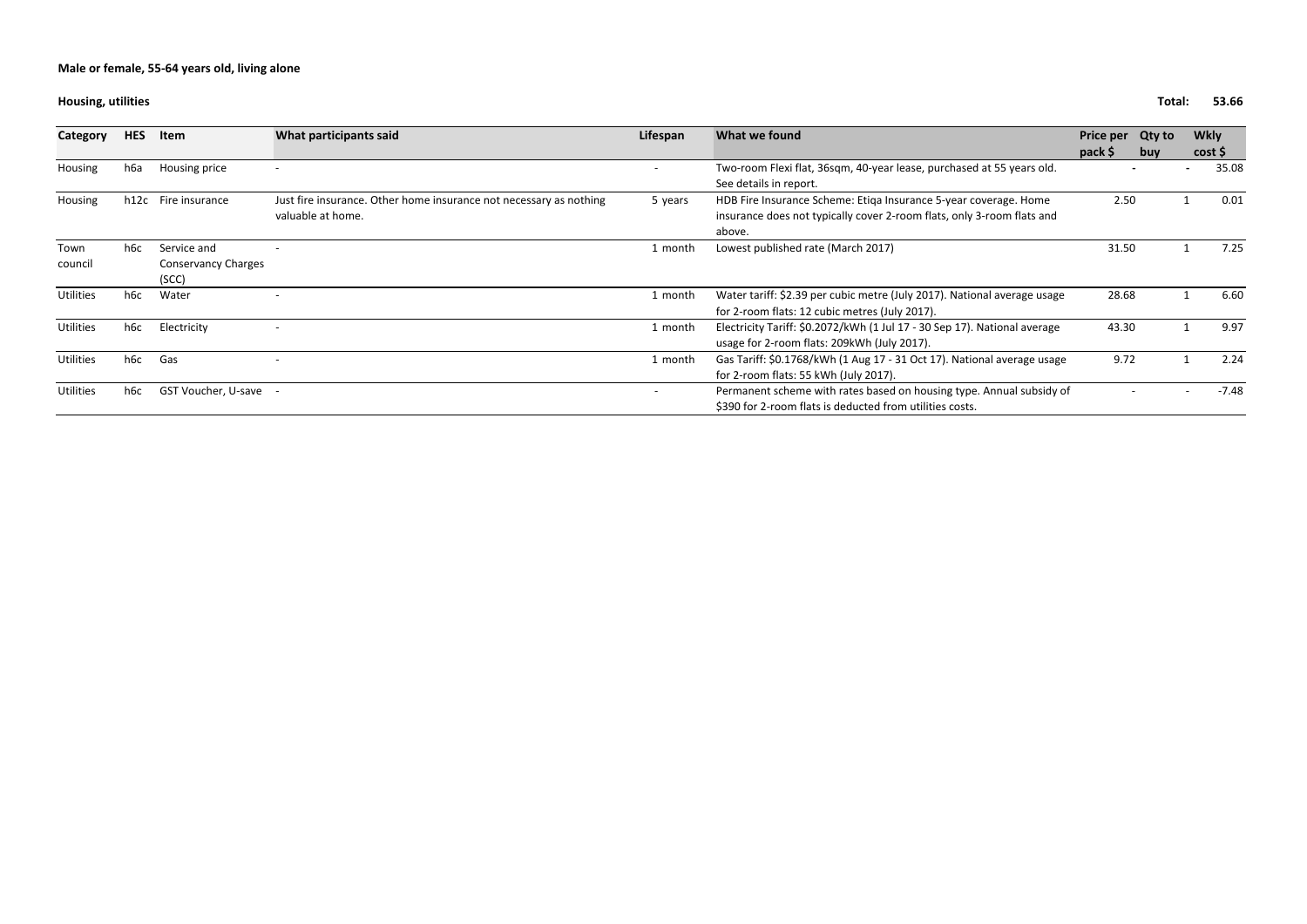**Male or female, 55-64 years old, living alone**

**Housing, utilities** **Total: 53.66**

| Category | HES | Item | What participants said | Lifespan | What we found | Price per pack $ | Qty to buy | Wkly cost $ |
|---|---|---|---|---|---|---|---|---|
| Housing | h6a | Housing price | - | - | Two-room Flexi flat, 36sqm, 40-year lease, purchased at 55 years old. See details in report. | - | - | 35.08 |
| Housing | h12c | Fire insurance | Just fire insurance. Other home insurance not necessary as nothing valuable at home. | 5 years | HDB Fire Insurance Scheme: Etiqa Insurance 5-year coverage. Home insurance does not typically cover 2-room flats, only 3-room flats and above. | 2.50 | 1 | 0.01 |
| Town council | h6c | Service and Conservancy Charges (SCC) | - | 1 month | Lowest published rate (March 2017) | 31.50 | 1 | 7.25 |
| Utilities | h6c | Water | - | 1 month | Water tariff: $2.39 per cubic metre (July 2017). National average usage for 2-room flats: 12 cubic metres (July 2017). | 28.68 | 1 | 6.60 |
| Utilities | h6c | Electricity | - | 1 month | Electricity Tariff: $0.2072/kWh (1 Jul 17 - 30 Sep 17). National average usage for 2-room flats: 209kWh (July 2017). | 43.30 | 1 | 9.97 |
| Utilities | h6c | Gas | - | 1 month | Gas Tariff: $0.1768/kWh (1 Aug 17 - 31 Oct 17). National average usage for 2-room flats: 55 kWh (July 2017). | 9.72 | 1 | 2.24 |
| Utilities | h6c | GST Voucher, U-save | - | - | Permanent scheme with rates based on housing type. Annual subsidy of $390 for 2-room flats is deducted from utilities costs. | - | - | -7.48 |